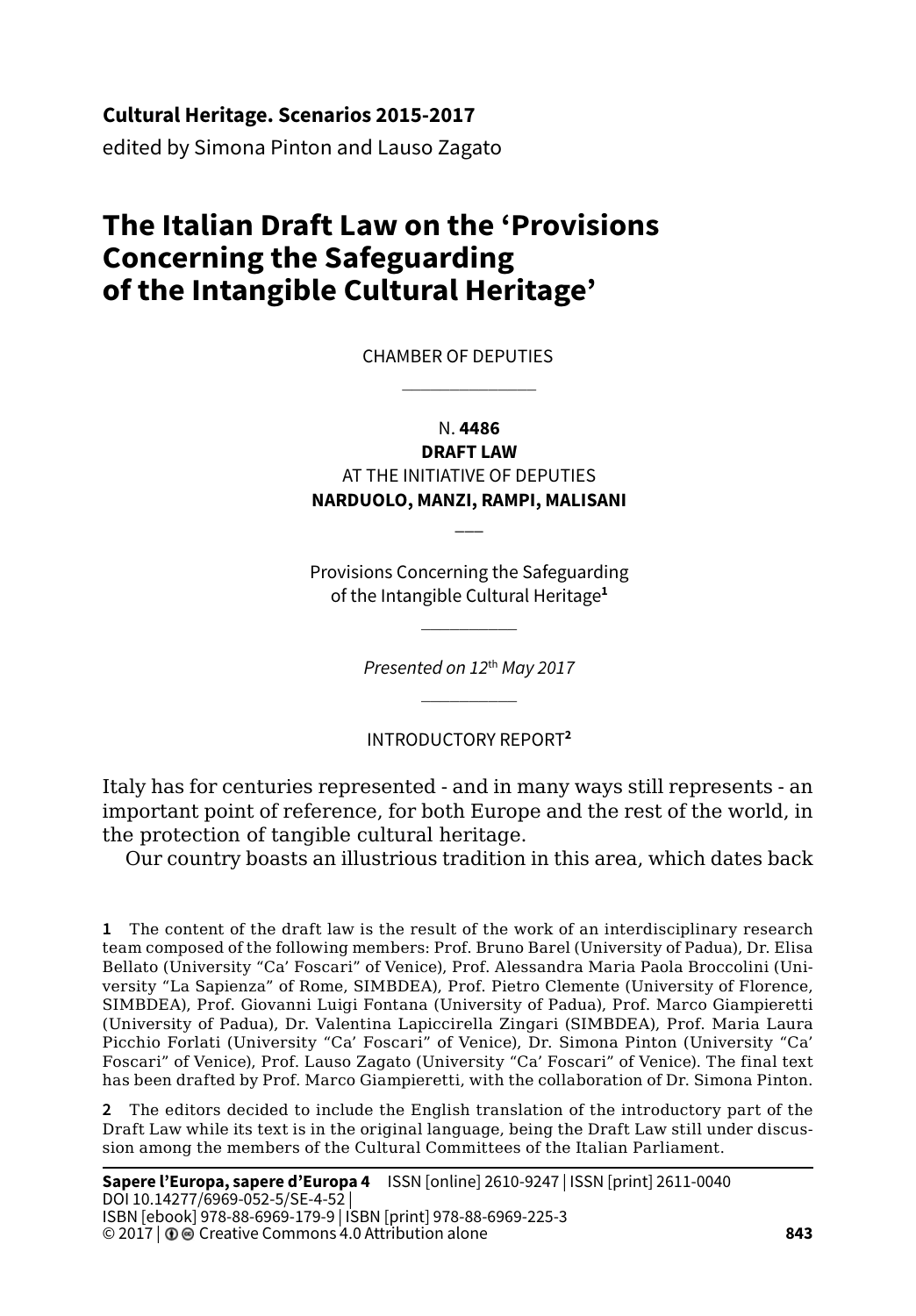**Cultural Heritage. Scenarios 2015-2017**
edited by Simona Pinton and Lauso Zagato

# The Italian Draft Law on the 'Provisions Concerning the Safeguarding of the Intangible Cultural Heritage'

CHAMBER OF DEPUTIES

N. **4486**
**DRAFT LAW**
AT THE INITIATIVE OF DEPUTIES
**NARDUOLO, MANZI, RAMPI, MALISANI**

Provisions Concerning the Safeguarding of the Intangible Cultural Heritage[1]

*Presented on 12th May 2017*

INTRODUCTORY REPORT[2]

Italy has for centuries represented - and in many ways still represents - an important point of reference, for both Europe and the rest of the world, in the protection of tangible cultural heritage.

Our country boasts an illustrious tradition in this area, which dates back

---

**1** The content of the draft law is the result of the work of an interdisciplinary research team composed of the following members: Prof. Bruno Barel (University of Padua), Dr. Elisa Bellato (University "Ca' Foscari" of Venice), Prof. Alessandra Maria Paola Broccolini (University "La Sapienza" of Rome, SIMBDEA), Prof. Pietro Clemente (University of Florence, SIMBDEA), Prof. Giovanni Luigi Fontana (University of Padua), Prof. Marco Giampieretti (University of Padua), Dr. Valentina Lapiccirella Zingari (SIMBDEA), Prof. Maria Laura Picchio Forlati (University "Ca' Foscari" of Venice), Dr. Simona Pinton (University "Ca' Foscari" of Venice), Prof. Lauso Zagato (University "Ca' Foscari" of Venice). The final text has been drafted by Prof. Marco Giampieretti, with the collaboration of Dr. Simona Pinton.

**2** The editors decided to include the English translation of the introductory part of the Draft Law while its text is in the original language, being the Draft Law still under discussion among the members of the Cultural Committees of the Italian Parliament.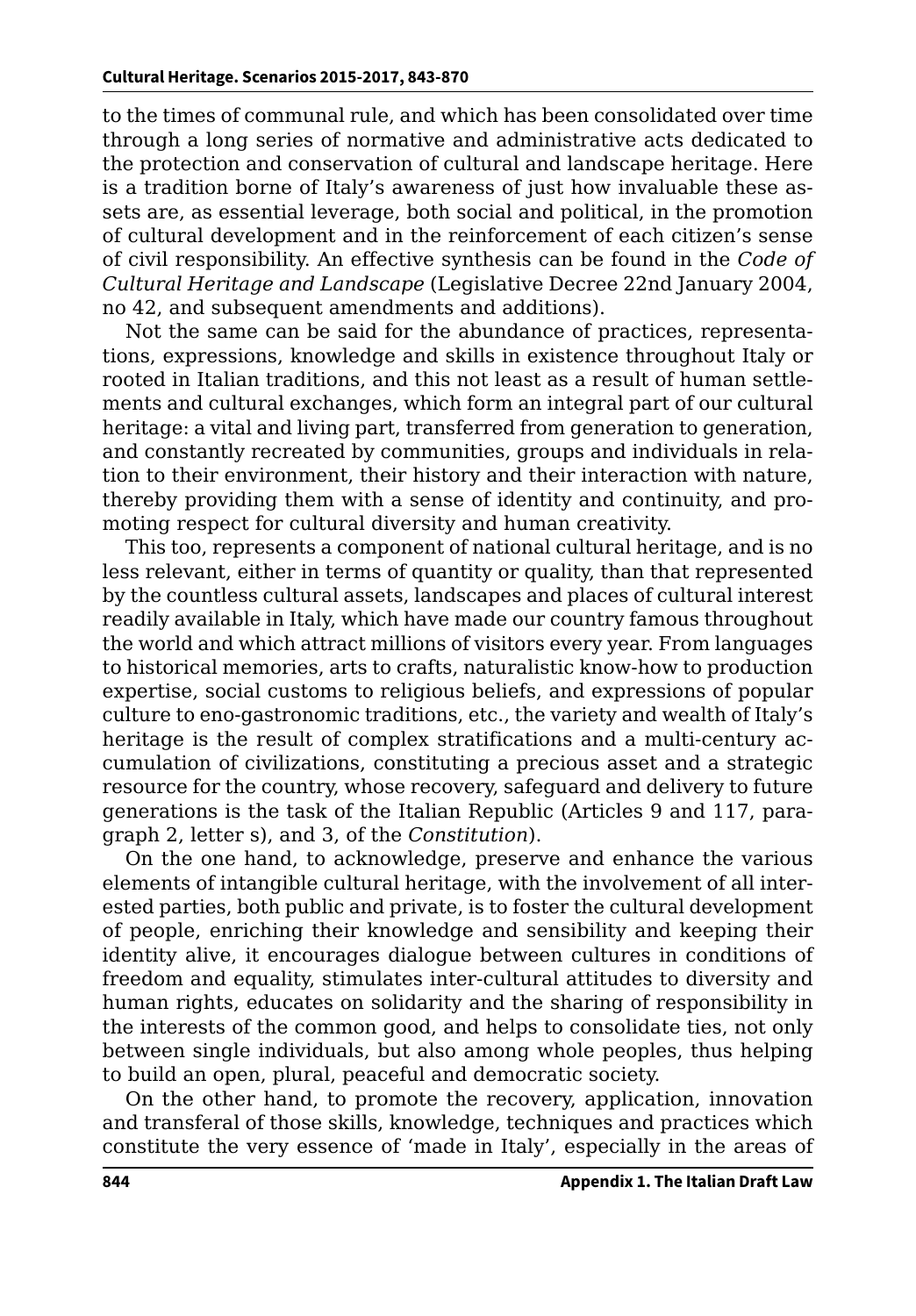to the times of communal rule, and which has been consolidated over time through a long series of normative and administrative acts dedicated to the protection and conservation of cultural and landscape heritage. Here is a tradition borne of Italy's awareness of just how invaluable these assets are, as essential leverage, both social and political, in the promotion of cultural development and in the reinforcement of each citizen's sense of civil responsibility. An effective synthesis can be found in the *Code of Cultural Heritage and Landscape* (Legislative Decree 22nd January 2004, no 42, and subsequent amendments and additions).

Not the same can be said for the abundance of practices, representations, expressions, knowledge and skills in existence throughout Italy or rooted in Italian traditions, and this not least as a result of human settlements and cultural exchanges, which form an integral part of our cultural heritage: a vital and living part, transferred from generation to generation, and constantly recreated by communities, groups and individuals in relation to their environment, their history and their interaction with nature, thereby providing them with a sense of identity and continuity, and promoting respect for cultural diversity and human creativity.

This too, represents a component of national cultural heritage, and is no less relevant, either in terms of quantity or quality, than that represented by the countless cultural assets, landscapes and places of cultural interest readily available in Italy, which have made our country famous throughout the world and which attract millions of visitors every year. From languages to historical memories, arts to crafts, naturalistic know-how to production expertise, social customs to religious beliefs, and expressions of popular culture to eno-gastronomic traditions, etc., the variety and wealth of Italy's heritage is the result of complex stratifications and a multi-century accumulation of civilizations, constituting a precious asset and a strategic resource for the country, whose recovery, safeguard and delivery to future generations is the task of the Italian Republic (Articles 9 and 117, paragraph 2, letter s), and 3, of the *Constitution*).

On the one hand, to acknowledge, preserve and enhance the various elements of intangible cultural heritage, with the involvement of all interested parties, both public and private, is to foster the cultural development of people, enriching their knowledge and sensibility and keeping their identity alive, it encourages dialogue between cultures in conditions of freedom and equality, stimulates inter-cultural attitudes to diversity and human rights, educates on solidarity and the sharing of responsibility in the interests of the common good, and helps to consolidate ties, not only between single individuals, but also among whole peoples, thus helping to build an open, plural, peaceful and democratic society.

On the other hand, to promote the recovery, application, innovation and transferal of those skills, knowledge, techniques and practices which constitute the very essence of 'made in Italy', especially in the areas of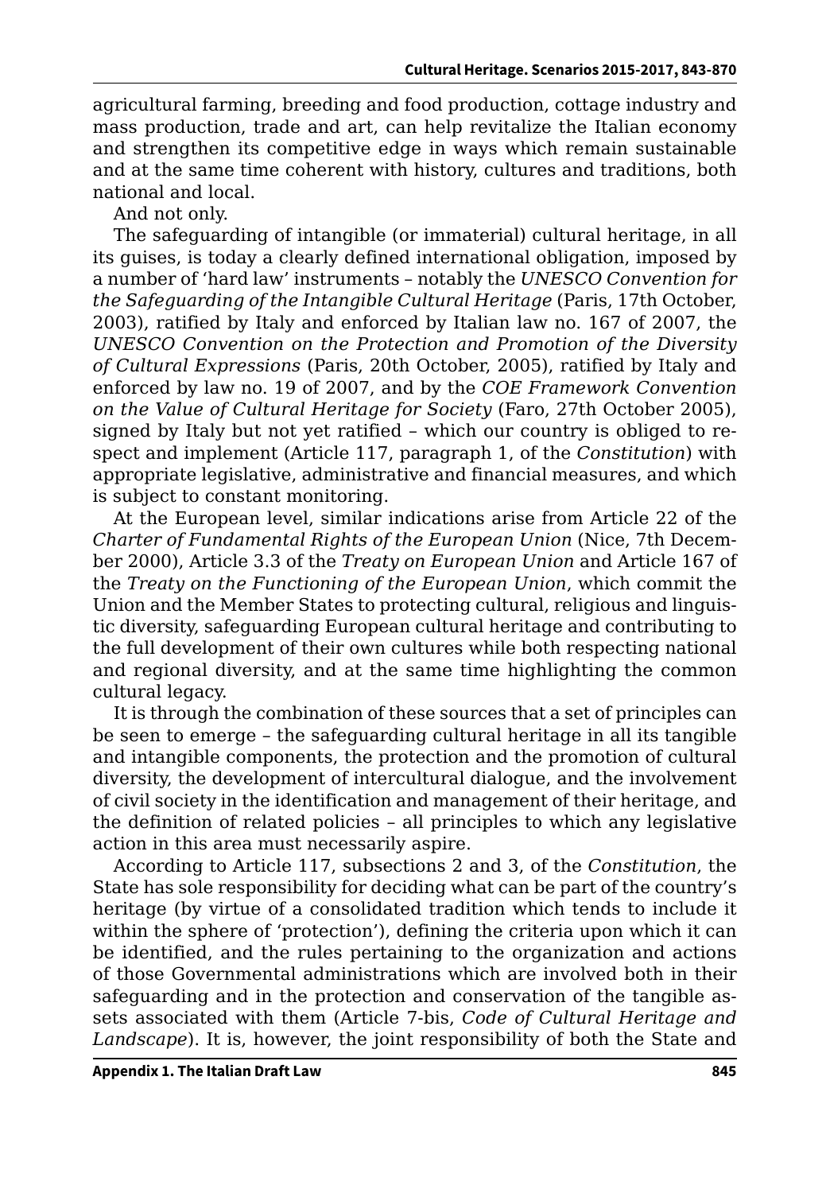agricultural farming, breeding and food production, cottage industry and mass production, trade and art, can help revitalize the Italian economy and strengthen its competitive edge in ways which remain sustainable and at the same time coherent with history, cultures and traditions, both national and local.

And not only.

The safeguarding of intangible (or immaterial) cultural heritage, in all its guises, is today a clearly defined international obligation, imposed by a number of 'hard law' instruments – notably the *UNESCO Convention for the Safeguarding of the Intangible Cultural Heritage* (Paris, 17th October, 2003), ratified by Italy and enforced by Italian law no. 167 of 2007, the *UNESCO Convention on the Protection and Promotion of the Diversity of Cultural Expressions* (Paris, 20th October, 2005), ratified by Italy and enforced by law no. 19 of 2007, and by the *COE Framework Convention on the Value of Cultural Heritage for Society* (Faro, 27th October 2005), signed by Italy but not yet ratified – which our country is obliged to respect and implement (Article 117, paragraph 1, of the *Constitution*) with appropriate legislative, administrative and financial measures, and which is subject to constant monitoring.

At the European level, similar indications arise from Article 22 of the *Charter of Fundamental Rights of the European Union* (Nice, 7th December 2000), Article 3.3 of the *Treaty on European Union* and Article 167 of the *Treaty on the Functioning of the European Union*, which commit the Union and the Member States to protecting cultural, religious and linguistic diversity, safeguarding European cultural heritage and contributing to the full development of their own cultures while both respecting national and regional diversity, and at the same time highlighting the common cultural legacy.

It is through the combination of these sources that a set of principles can be seen to emerge – the safeguarding cultural heritage in all its tangible and intangible components, the protection and the promotion of cultural diversity, the development of intercultural dialogue, and the involvement of civil society in the identification and management of their heritage, and the definition of related policies – all principles to which any legislative action in this area must necessarily aspire.

According to Article 117, subsections 2 and 3, of the *Constitution*, the State has sole responsibility for deciding what can be part of the country's heritage (by virtue of a consolidated tradition which tends to include it within the sphere of 'protection'), defining the criteria upon which it can be identified, and the rules pertaining to the organization and actions of those Governmental administrations which are involved both in their safeguarding and in the protection and conservation of the tangible assets associated with them (Article 7-bis, *Code of Cultural Heritage and Landscape*). It is, however, the joint responsibility of both the State and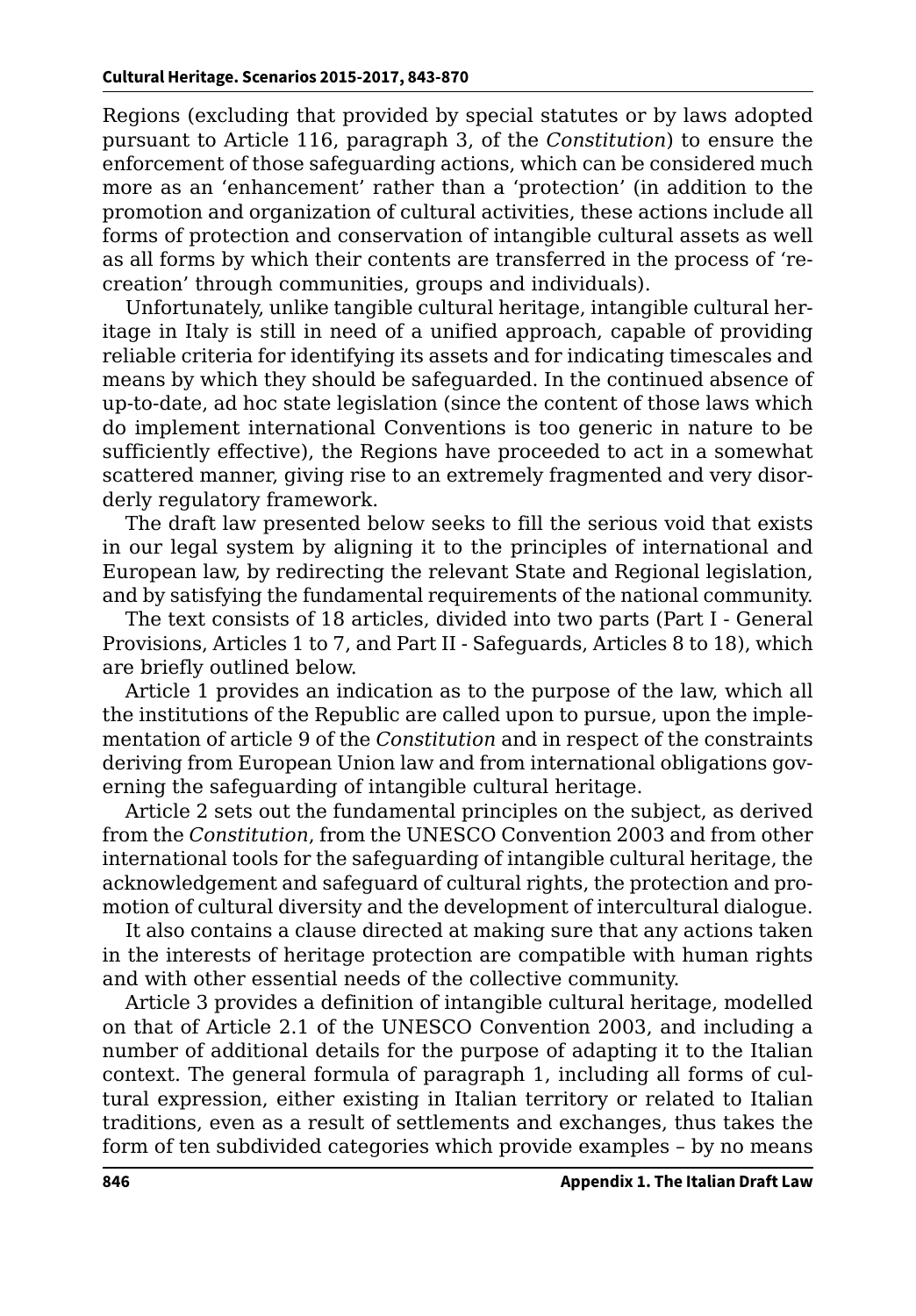Regions (excluding that provided by special statutes or by laws adopted pursuant to Article 116, paragraph 3, of the *Constitution*) to ensure the enforcement of those safeguarding actions, which can be considered much more as an 'enhancement' rather than a 'protection' (in addition to the promotion and organization of cultural activities, these actions include all forms of protection and conservation of intangible cultural assets as well as all forms by which their contents are transferred in the process of 're-creation' through communities, groups and individuals).

Unfortunately, unlike tangible cultural heritage, intangible cultural heritage in Italy is still in need of a unified approach, capable of providing reliable criteria for identifying its assets and for indicating timescales and means by which they should be safeguarded. In the continued absence of up-to-date, ad hoc state legislation (since the content of those laws which do implement international Conventions is too generic in nature to be sufficiently effective), the Regions have proceeded to act in a somewhat scattered manner, giving rise to an extremely fragmented and very disorderly regulatory framework.

The draft law presented below seeks to fill the serious void that exists in our legal system by aligning it to the principles of international and European law, by redirecting the relevant State and Regional legislation, and by satisfying the fundamental requirements of the national community.

The text consists of 18 articles, divided into two parts (Part I - General Provisions, Articles 1 to 7, and Part II - Safeguards, Articles 8 to 18), which are briefly outlined below.

Article 1 provides an indication as to the purpose of the law, which all the institutions of the Republic are called upon to pursue, upon the implementation of article 9 of the *Constitution* and in respect of the constraints deriving from European Union law and from international obligations governing the safeguarding of intangible cultural heritage.

Article 2 sets out the fundamental principles on the subject, as derived from the *Constitution*, from the UNESCO Convention 2003 and from other international tools for the safeguarding of intangible cultural heritage, the acknowledgement and safeguard of cultural rights, the protection and promotion of cultural diversity and the development of intercultural dialogue.

It also contains a clause directed at making sure that any actions taken in the interests of heritage protection are compatible with human rights and with other essential needs of the collective community.

Article 3 provides a definition of intangible cultural heritage, modelled on that of Article 2.1 of the UNESCO Convention 2003, and including a number of additional details for the purpose of adapting it to the Italian context. The general formula of paragraph 1, including all forms of cultural expression, either existing in Italian territory or related to Italian traditions, even as a result of settlements and exchanges, thus takes the form of ten subdivided categories which provide examples – by no means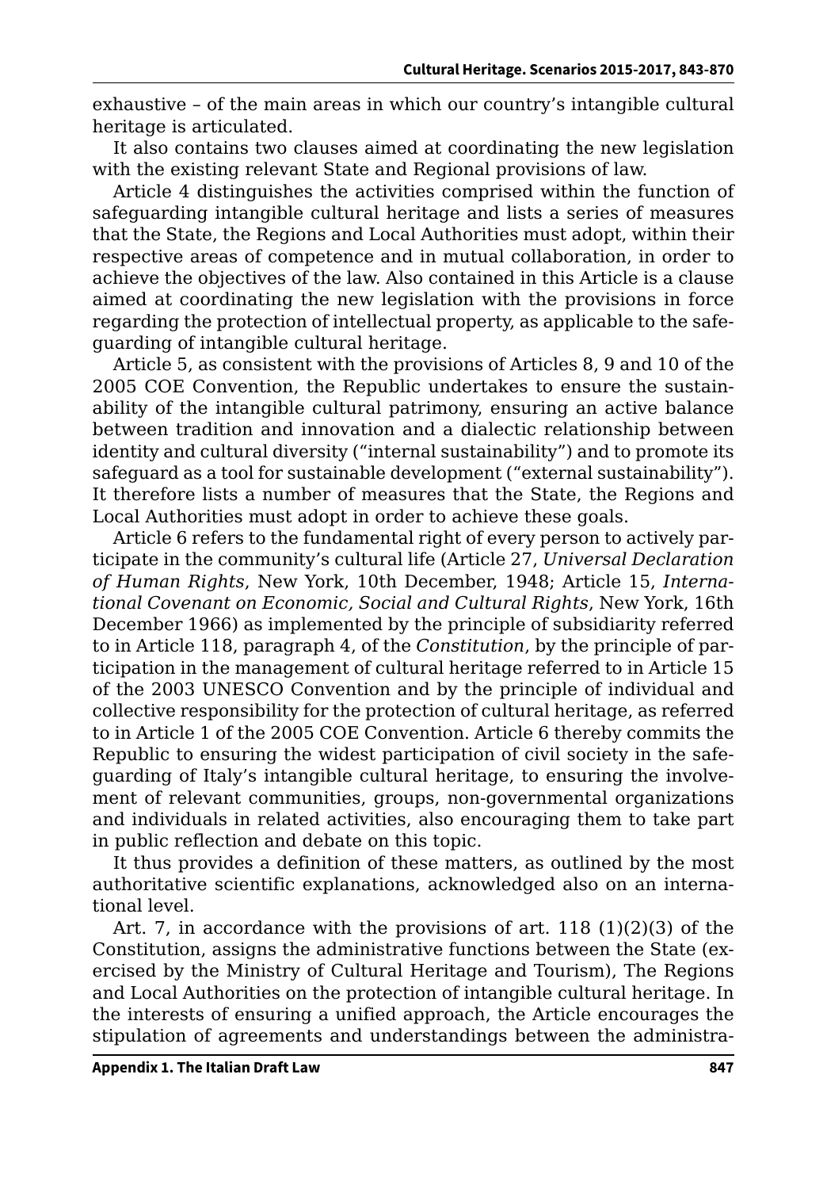exhaustive – of the main areas in which our country's intangible cultural heritage is articulated.

It also contains two clauses aimed at coordinating the new legislation with the existing relevant State and Regional provisions of law.

Article 4 distinguishes the activities comprised within the function of safeguarding intangible cultural heritage and lists a series of measures that the State, the Regions and Local Authorities must adopt, within their respective areas of competence and in mutual collaboration, in order to achieve the objectives of the law. Also contained in this Article is a clause aimed at coordinating the new legislation with the provisions in force regarding the protection of intellectual property, as applicable to the safeguarding of intangible cultural heritage.

Article 5, as consistent with the provisions of Articles 8, 9 and 10 of the 2005 COE Convention, the Republic undertakes to ensure the sustainability of the intangible cultural patrimony, ensuring an active balance between tradition and innovation and a dialectic relationship between identity and cultural diversity ("internal sustainability") and to promote its safeguard as a tool for sustainable development ("external sustainability"). It therefore lists a number of measures that the State, the Regions and Local Authorities must adopt in order to achieve these goals.

Article 6 refers to the fundamental right of every person to actively participate in the community's cultural life (Article 27, *Universal Declaration of Human Rights*, New York, 10th December, 1948; Article 15, *International Covenant on Economic, Social and Cultural Rights*, New York, 16th December 1966) as implemented by the principle of subsidiarity referred to in Article 118, paragraph 4, of the *Constitution*, by the principle of participation in the management of cultural heritage referred to in Article 15 of the 2003 UNESCO Convention and by the principle of individual and collective responsibility for the protection of cultural heritage, as referred to in Article 1 of the 2005 COE Convention. Article 6 thereby commits the Republic to ensuring the widest participation of civil society in the safeguarding of Italy's intangible cultural heritage, to ensuring the involvement of relevant communities, groups, non-governmental organizations and individuals in related activities, also encouraging them to take part in public reflection and debate on this topic.

It thus provides a definition of these matters, as outlined by the most authoritative scientific explanations, acknowledged also on an international level.

Art. 7, in accordance with the provisions of art. 118 (1)(2)(3) of the Constitution, assigns the administrative functions between the State (exercised by the Ministry of Cultural Heritage and Tourism), The Regions and Local Authorities on the protection of intangible cultural heritage. In the interests of ensuring a unified approach, the Article encourages the stipulation of agreements and understandings between the administra-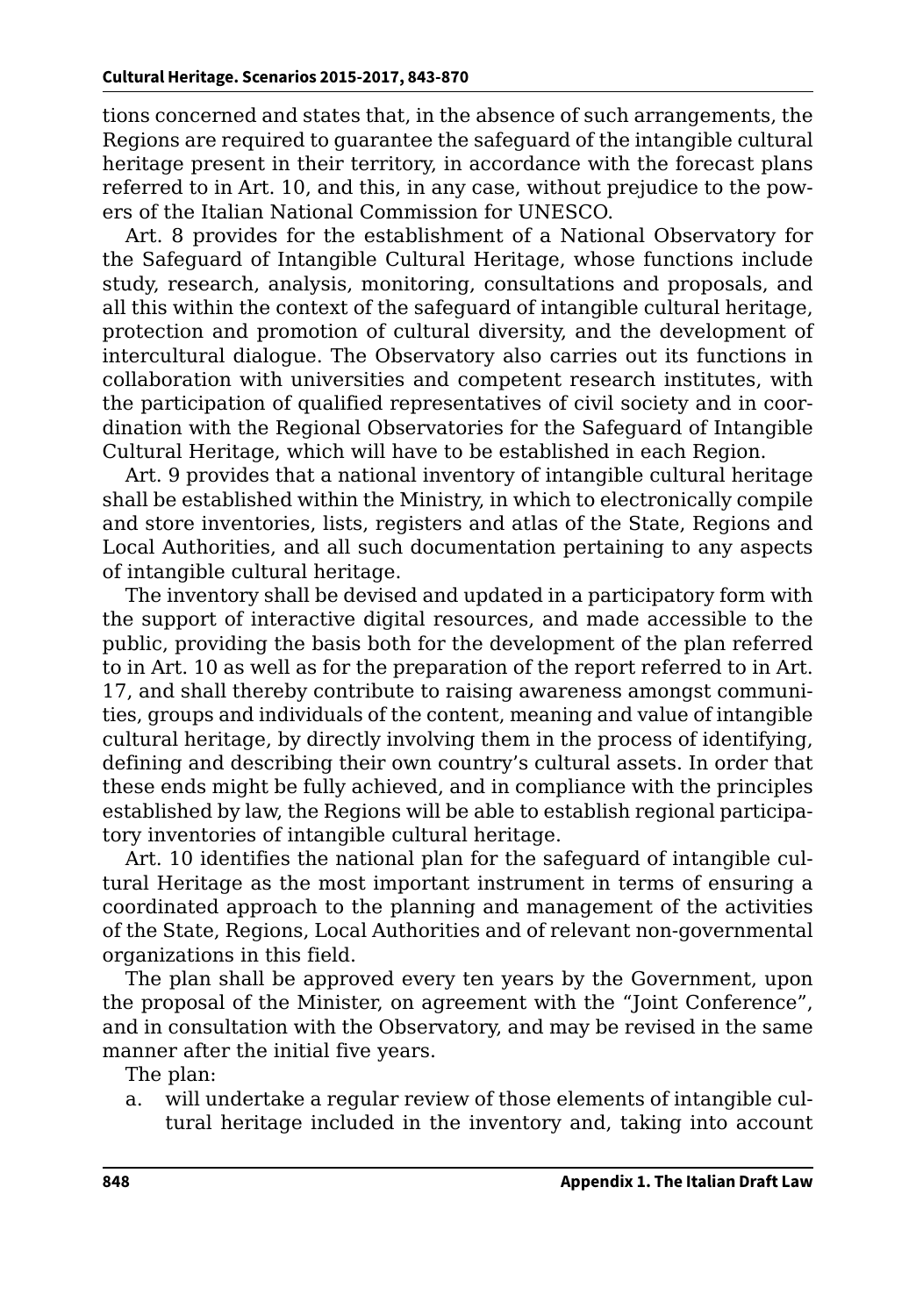tions concerned and states that, in the absence of such arrangements, the Regions are required to guarantee the safeguard of the intangible cultural heritage present in their territory, in accordance with the forecast plans referred to in Art. 10, and this, in any case, without prejudice to the powers of the Italian National Commission for UNESCO.

Art. 8 provides for the establishment of a National Observatory for the Safeguard of Intangible Cultural Heritage, whose functions include study, research, analysis, monitoring, consultations and proposals, and all this within the context of the safeguard of intangible cultural heritage, protection and promotion of cultural diversity, and the development of intercultural dialogue. The Observatory also carries out its functions in collaboration with universities and competent research institutes, with the participation of qualified representatives of civil society and in coordination with the Regional Observatories for the Safeguard of Intangible Cultural Heritage, which will have to be established in each Region.

Art. 9 provides that a national inventory of intangible cultural heritage shall be established within the Ministry, in which to electronically compile and store inventories, lists, registers and atlas of the State, Regions and Local Authorities, and all such documentation pertaining to any aspects of intangible cultural heritage.

The inventory shall be devised and updated in a participatory form with the support of interactive digital resources, and made accessible to the public, providing the basis both for the development of the plan referred to in Art. 10 as well as for the preparation of the report referred to in Art. 17, and shall thereby contribute to raising awareness amongst communities, groups and individuals of the content, meaning and value of intangible cultural heritage, by directly involving them in the process of identifying, defining and describing their own country's cultural assets. In order that these ends might be fully achieved, and in compliance with the principles established by law, the Regions will be able to establish regional participatory inventories of intangible cultural heritage.

Art. 10 identifies the national plan for the safeguard of intangible cultural Heritage as the most important instrument in terms of ensuring a coordinated approach to the planning and management of the activities of the State, Regions, Local Authorities and of relevant non-governmental organizations in this field.

The plan shall be approved every ten years by the Government, upon the proposal of the Minister, on agreement with the "Joint Conference", and in consultation with the Observatory, and may be revised in the same manner after the initial five years.

The plan:

a. will undertake a regular review of those elements of intangible cultural heritage included in the inventory and, taking into account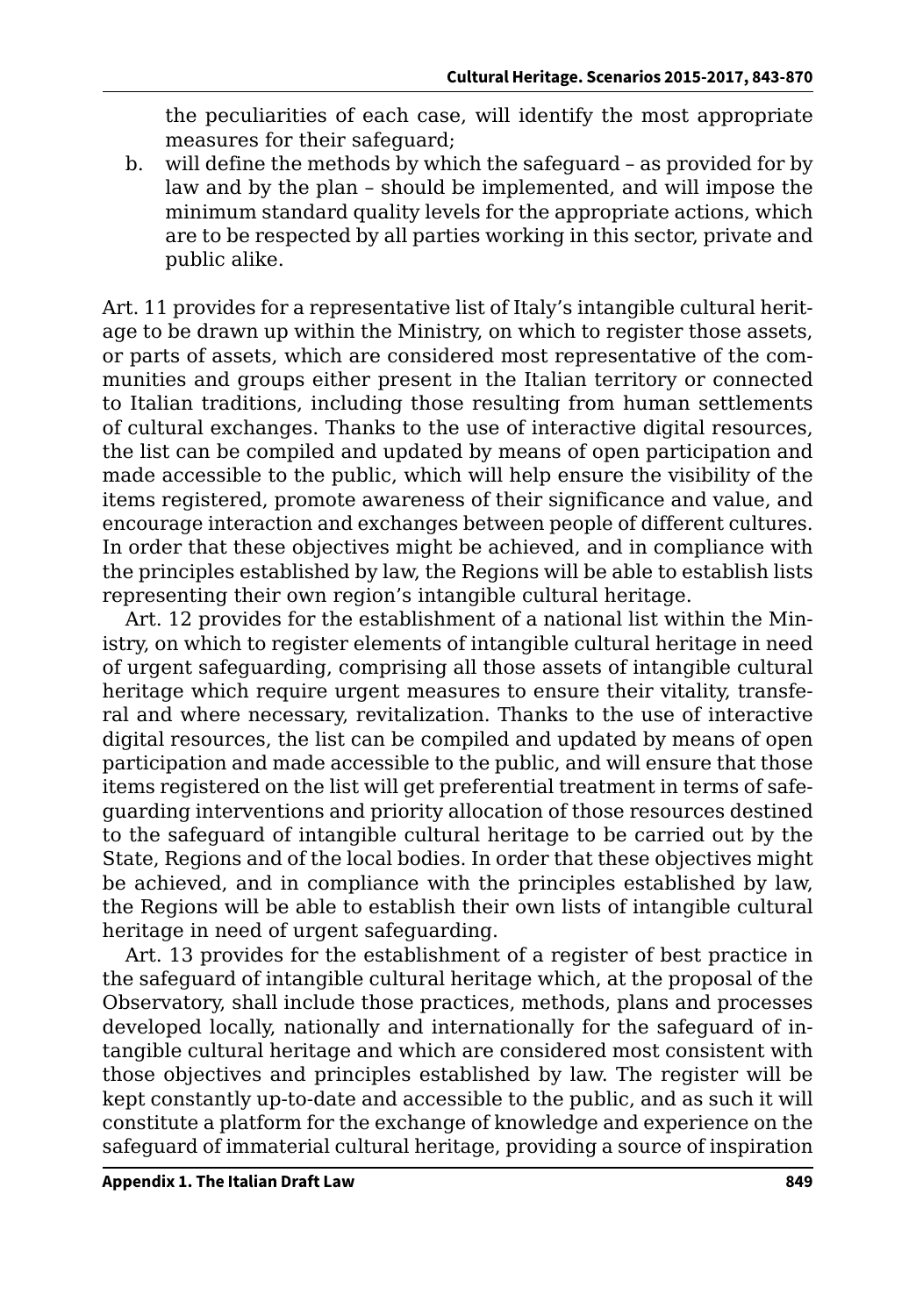the peculiarities of each case, will identify the most appropriate measures for their safeguard;

b. will define the methods by which the safeguard – as provided for by law and by the plan – should be implemented, and will impose the minimum standard quality levels for the appropriate actions, which are to be respected by all parties working in this sector, private and public alike.

Art. 11 provides for a representative list of Italy's intangible cultural heritage to be drawn up within the Ministry, on which to register those assets, or parts of assets, which are considered most representative of the communities and groups either present in the Italian territory or connected to Italian traditions, including those resulting from human settlements of cultural exchanges. Thanks to the use of interactive digital resources, the list can be compiled and updated by means of open participation and made accessible to the public, which will help ensure the visibility of the items registered, promote awareness of their significance and value, and encourage interaction and exchanges between people of different cultures. In order that these objectives might be achieved, and in compliance with the principles established by law, the Regions will be able to establish lists representing their own region's intangible cultural heritage.

Art. 12 provides for the establishment of a national list within the Ministry, on which to register elements of intangible cultural heritage in need of urgent safeguarding, comprising all those assets of intangible cultural heritage which require urgent measures to ensure their vitality, transferal and where necessary, revitalization. Thanks to the use of interactive digital resources, the list can be compiled and updated by means of open participation and made accessible to the public, and will ensure that those items registered on the list will get preferential treatment in terms of safeguarding interventions and priority allocation of those resources destined to the safeguard of intangible cultural heritage to be carried out by the State, Regions and of the local bodies. In order that these objectives might be achieved, and in compliance with the principles established by law, the Regions will be able to establish their own lists of intangible cultural heritage in need of urgent safeguarding.

Art. 13 provides for the establishment of a register of best practice in the safeguard of intangible cultural heritage which, at the proposal of the Observatory, shall include those practices, methods, plans and processes developed locally, nationally and internationally for the safeguard of intangible cultural heritage and which are considered most consistent with those objectives and principles established by law. The register will be kept constantly up-to-date and accessible to the public, and as such it will constitute a platform for the exchange of knowledge and experience on the safeguard of immaterial cultural heritage, providing a source of inspiration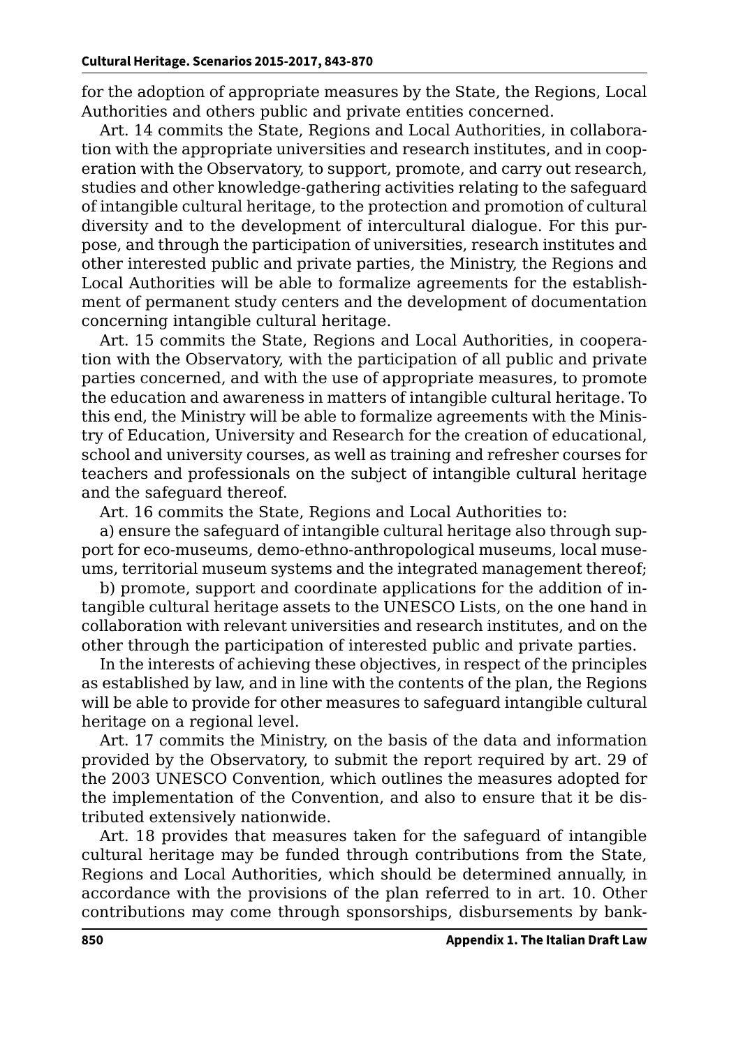for the adoption of appropriate measures by the State, the Regions, Local Authorities and others public and private entities concerned.

Art. 14 commits the State, Regions and Local Authorities, in collaboration with the appropriate universities and research institutes, and in cooperation with the Observatory, to support, promote, and carry out research, studies and other knowledge-gathering activities relating to the safeguard of intangible cultural heritage, to the protection and promotion of cultural diversity and to the development of intercultural dialogue. For this purpose, and through the participation of universities, research institutes and other interested public and private parties, the Ministry, the Regions and Local Authorities will be able to formalize agreements for the establishment of permanent study centers and the development of documentation concerning intangible cultural heritage.

Art. 15 commits the State, Regions and Local Authorities, in cooperation with the Observatory, with the participation of all public and private parties concerned, and with the use of appropriate measures, to promote the education and awareness in matters of intangible cultural heritage. To this end, the Ministry will be able to formalize agreements with the Ministry of Education, University and Research for the creation of educational, school and university courses, as well as training and refresher courses for teachers and professionals on the subject of intangible cultural heritage and the safeguard thereof.

Art. 16 commits the State, Regions and Local Authorities to:

a) ensure the safeguard of intangible cultural heritage also through support for eco-museums, demo-ethno-anthropological museums, local museums, territorial museum systems and the integrated management thereof;

b) promote, support and coordinate applications for the addition of intangible cultural heritage assets to the UNESCO Lists, on the one hand in collaboration with relevant universities and research institutes, and on the other through the participation of interested public and private parties.

In the interests of achieving these objectives, in respect of the principles as established by law, and in line with the contents of the plan, the Regions will be able to provide for other measures to safeguard intangible cultural heritage on a regional level.

Art. 17 commits the Ministry, on the basis of the data and information provided by the Observatory, to submit the report required by art. 29 of the 2003 UNESCO Convention, which outlines the measures adopted for the implementation of the Convention, and also to ensure that it be distributed extensively nationwide.

Art. 18 provides that measures taken for the safeguard of intangible cultural heritage may be funded through contributions from the State, Regions and Local Authorities, which should be determined annually, in accordance with the provisions of the plan referred to in art. 10. Other contributions may come through sponsorships, disbursements by bank-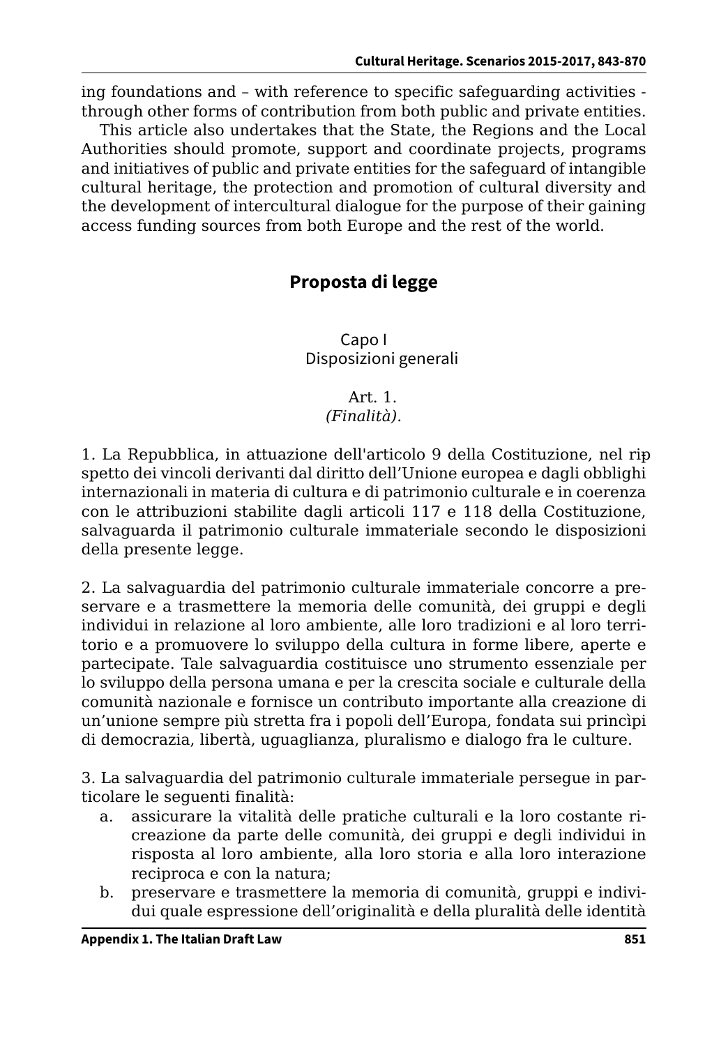ing foundations and – with reference to specific safeguarding activities - through other forms of contribution from both public and private entities.

This article also undertakes that the State, the Regions and the Local Authorities should promote, support and coordinate projects, programs and initiatives of public and private entities for the safeguard of intangible cultural heritage, the protection and promotion of cultural diversity and the development of intercultural dialogue for the purpose of their gaining access funding sources from both Europe and the rest of the world.

## Proposta di legge

### Capo I
### Disposizioni generali

#### Art. 1.
*(Finalità).*

1. La Repubblica, in attuazione dell'articolo 9 della Costituzione, nel rispetto dei vincoli derivanti dal diritto dell'Unione europea e dagli obblighi internazionali in materia di cultura e di patrimonio culturale e in coerenza con le attribuzioni stabilite dagli articoli 117 e 118 della Costituzione, salvaguarda il patrimonio culturale immateriale secondo le disposizioni della presente legge.

2. La salvaguardia del patrimonio culturale immateriale concorre a preservare e a trasmettere la memoria delle comunità, dei gruppi e degli individui in relazione al loro ambiente, alle loro tradizioni e al loro territorio e a promuovere lo sviluppo della cultura in forme libere, aperte e partecipate. Tale salvaguardia costituisce uno strumento essenziale per lo sviluppo della persona umana e per la crescita sociale e culturale della comunità nazionale e fornisce un contributo importante alla creazione di un'unione sempre più stretta fra i popoli dell'Europa, fondata sui princìpi di democrazia, libertà, uguaglianza, pluralismo e dialogo fra le culture.

3. La salvaguardia del patrimonio culturale immateriale persegue in particolare le seguenti finalità:

a. assicurare la vitalità delle pratiche culturali e la loro costante ricreazione da parte delle comunità, dei gruppi e degli individui in risposta al loro ambiente, alla loro storia e alla loro interazione reciproca e con la natura;
b. preservare e trasmettere la memoria di comunità, gruppi e individui quale espressione dell'originalità e della pluralità delle identità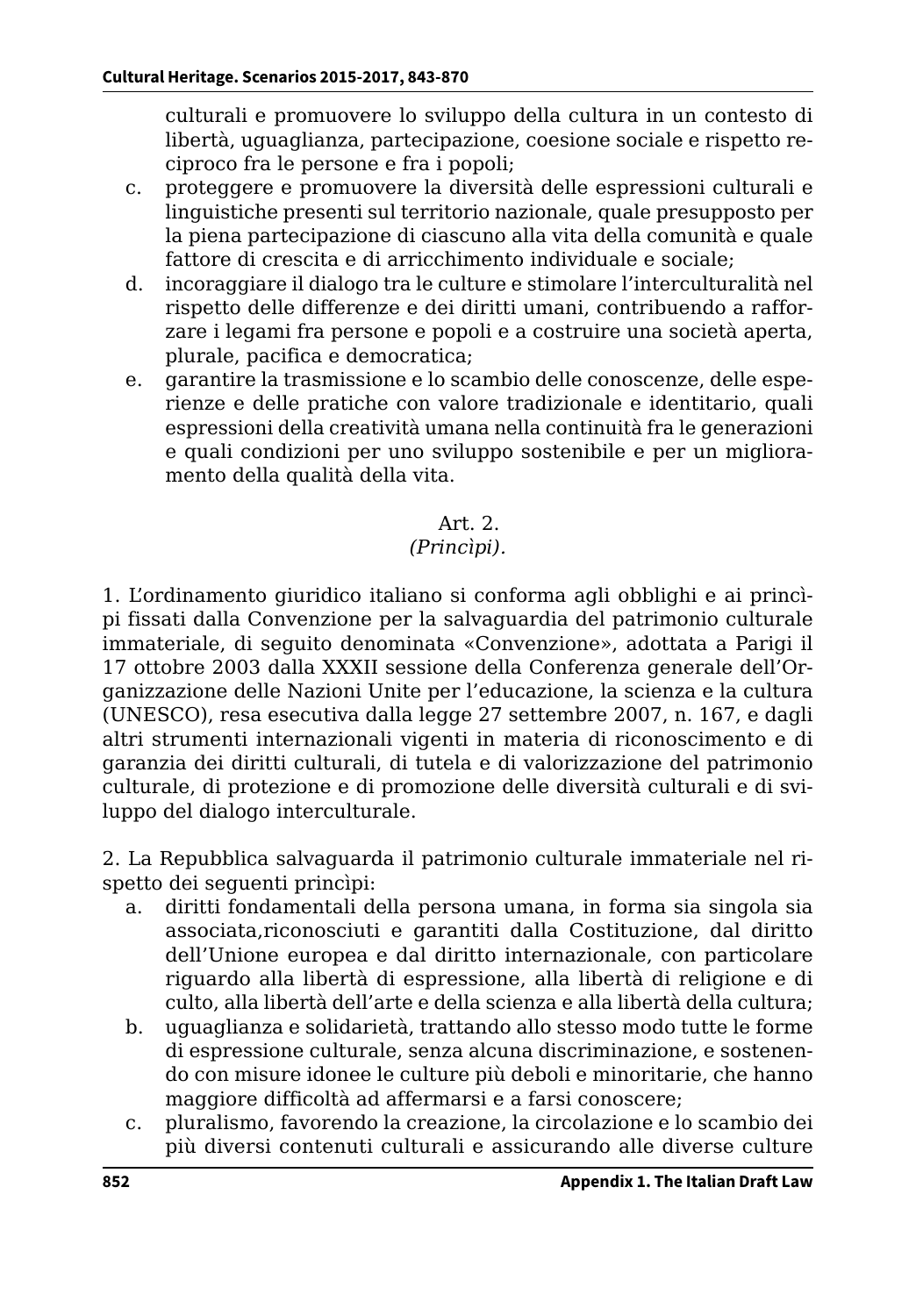culturali e promuovere lo sviluppo della cultura in un contesto di libertà, uguaglianza, partecipazione, coesione sociale e rispetto reciproco fra le persone e fra i popoli;

c. proteggere e promuovere la diversità delle espressioni culturali e linguistiche presenti sul territorio nazionale, quale presupposto per la piena partecipazione di ciascuno alla vita della comunità e quale fattore di crescita e di arricchimento individuale e sociale;
d. incoraggiare il dialogo tra le culture e stimolare l'interculturalità nel rispetto delle differenze e dei diritti umani, contribuendo a rafforzare i legami fra persone e popoli e a costruire una società aperta, plurale, pacifica e democratica;
e. garantire la trasmissione e lo scambio delle conoscenze, delle esperienze e delle pratiche con valore tradizionale e identitario, quali espressioni della creatività umana nella continuità fra le generazioni e quali condizioni per uno sviluppo sostenibile e per un miglioramento della qualità della vita.

Art. 2.
*(Princìpi).*

1. L'ordinamento giuridico italiano si conforma agli obblighi e ai princìpi fissati dalla Convenzione per la salvaguardia del patrimonio culturale immateriale, di seguito denominata «Convenzione», adottata a Parigi il 17 ottobre 2003 dalla XXXII sessione della Conferenza generale dell'Organizzazione delle Nazioni Unite per l'educazione, la scienza e la cultura (UNESCO), resa esecutiva dalla legge 27 settembre 2007, n. 167, e dagli altri strumenti internazionali vigenti in materia di riconoscimento e di garanzia dei diritti culturali, di tutela e di valorizzazione del patrimonio culturale, di protezione e di promozione delle diversità culturali e di sviluppo del dialogo interculturale.

2. La Repubblica salvaguarda il patrimonio culturale immateriale nel rispetto dei seguenti princìpi:

a. diritti fondamentali della persona umana, in forma sia singola sia associata,riconosciuti e garantiti dalla Costituzione, dal diritto dell'Unione europea e dal diritto internazionale, con particolare riguardo alla libertà di espressione, alla libertà di religione e di culto, alla libertà dell'arte e della scienza e alla libertà della cultura;
b. uguaglianza e solidarietà, trattando allo stesso modo tutte le forme di espressione culturale, senza alcuna discriminazione, e sostenendo con misure idonee le culture più deboli e minoritarie, che hanno maggiore difficoltà ad affermarsi e a farsi conoscere;
c. pluralismo, favorendo la creazione, la circolazione e lo scambio dei più diversi contenuti culturali e assicurando alle diverse culture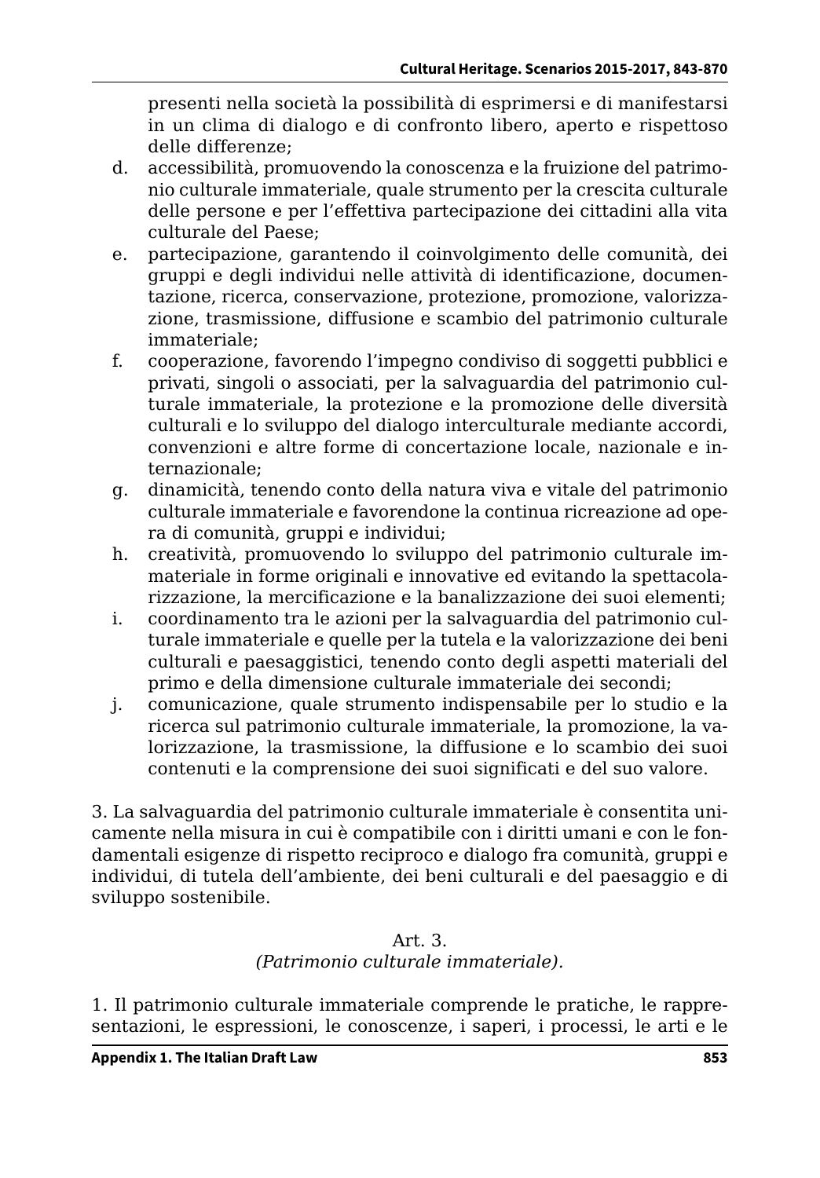presenti nella società la possibilità di esprimersi e di manifestarsi in un clima di dialogo e di confronto libero, aperto e rispettoso delle differenze;

d. accessibilità, promuovendo la conoscenza e la fruizione del patrimonio culturale immateriale, quale strumento per la crescita culturale delle persone e per l'effettiva partecipazione dei cittadini alla vita culturale del Paese;
e. partecipazione, garantendo il coinvolgimento delle comunità, dei gruppi e degli individui nelle attività di identificazione, documentazione, ricerca, conservazione, protezione, promozione, valorizzazione, trasmissione, diffusione e scambio del patrimonio culturale immateriale;
f. cooperazione, favorendo l'impegno condiviso di soggetti pubblici e privati, singoli o associati, per la salvaguardia del patrimonio culturale immateriale, la protezione e la promozione delle diversità culturali e lo sviluppo del dialogo interculturale mediante accordi, convenzioni e altre forme di concertazione locale, nazionale e internazionale;
g. dinamicità, tenendo conto della natura viva e vitale del patrimonio culturale immateriale e favorendone la continua ricreazione ad opera di comunità, gruppi e individui;
h. creatività, promuovendo lo sviluppo del patrimonio culturale immateriale in forme originali e innovative ed evitando la spettacolarizzazione, la mercificazione e la banalizzazione dei suoi elementi;
i. coordinamento tra le azioni per la salvaguardia del patrimonio culturale immateriale e quelle per la tutela e la valorizzazione dei beni culturali e paesaggistici, tenendo conto degli aspetti materiali del primo e della dimensione culturale immateriale dei secondi;
j. comunicazione, quale strumento indispensabile per lo studio e la ricerca sul patrimonio culturale immateriale, la promozione, la valorizzazione, la trasmissione, la diffusione e lo scambio dei suoi contenuti e la comprensione dei suoi significati e del suo valore.

3. La salvaguardia del patrimonio culturale immateriale è consentita unicamente nella misura in cui è compatibile con i diritti umani e con le fondamentali esigenze di rispetto reciproco e dialogo fra comunità, gruppi e individui, di tutela dell'ambiente, dei beni culturali e del paesaggio e di sviluppo sostenibile.

### Art. 3.
### *(Patrimonio culturale immateriale).*

1. Il patrimonio culturale immateriale comprende le pratiche, le rappresentazioni, le espressioni, le conoscenze, i saperi, i processi, le arti e le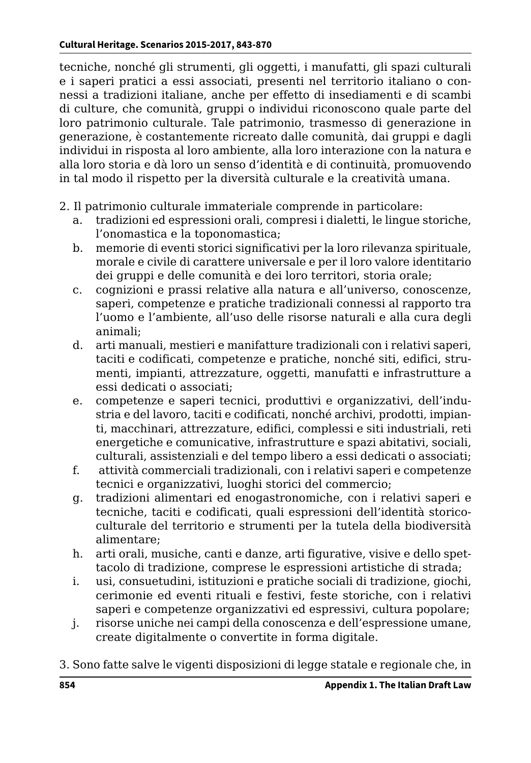tecniche, nonché gli strumenti, gli oggetti, i manufatti, gli spazi culturali e i saperi pratici a essi associati, presenti nel territorio italiano o connessi a tradizioni italiane, anche per effetto di insediamenti e di scambi di culture, che comunità, gruppi o individui riconoscono quale parte del loro patrimonio culturale. Tale patrimonio, trasmesso di generazione in generazione, è costantemente ricreato dalle comunità, dai gruppi e dagli individui in risposta al loro ambiente, alla loro interazione con la natura e alla loro storia e dà loro un senso d'identità e di continuità, promuovendo in tal modo il rispetto per la diversità culturale e la creatività umana.

2. Il patrimonio culturale immateriale comprende in particolare:
   a. tradizioni ed espressioni orali, compresi i dialetti, le lingue storiche, l'onomastica e la toponomastica;
   b. memorie di eventi storici significativi per la loro rilevanza spirituale, morale e civile di carattere universale e per il loro valore identitario dei gruppi e delle comunità e dei loro territori, storia orale;
   c. cognizioni e prassi relative alla natura e all'universo, conoscenze, saperi, competenze e pratiche tradizionali connessi al rapporto tra l'uomo e l'ambiente, all'uso delle risorse naturali e alla cura degli animali;
   d. arti manuali, mestieri e manifatture tradizionali con i relativi saperi, taciti e codificati, competenze e pratiche, nonché siti, edifici, strumenti, impianti, attrezzature, oggetti, manufatti e infrastrutture a essi dedicati o associati;
   e. competenze e saperi tecnici, produttivi e organizzativi, dell'industria e del lavoro, taciti e codificati, nonché archivi, prodotti, impianti, macchinari, attrezzature, edifici, complessi e siti industriali, reti energetiche e comunicative, infrastrutture e spazi abitativi, sociali, culturali, assistenziali e del tempo libero a essi dedicati o associati;
   f. attività commerciali tradizionali, con i relativi saperi e competenze tecnici e organizzativi, luoghi storici del commercio;
   g. tradizioni alimentari ed enogastronomiche, con i relativi saperi e tecniche, taciti e codificati, quali espressioni dell'identità storico-culturale del territorio e strumenti per la tutela della biodiversità alimentare;
   h. arti orali, musiche, canti e danze, arti figurative, visive e dello spettacolo di tradizione, comprese le espressioni artistiche di strada;
   i. usi, consuetudini, istituzioni e pratiche sociali di tradizione, giochi, cerimonie ed eventi rituali e festivi, feste storiche, con i relativi saperi e competenze organizzativi ed espressivi, cultura popolare;
   j. risorse uniche nei campi della conoscenza e dell'espressione umane, create digitalmente o convertite in forma digitale.

3. Sono fatte salve le vigenti disposizioni di legge statale e regionale che, in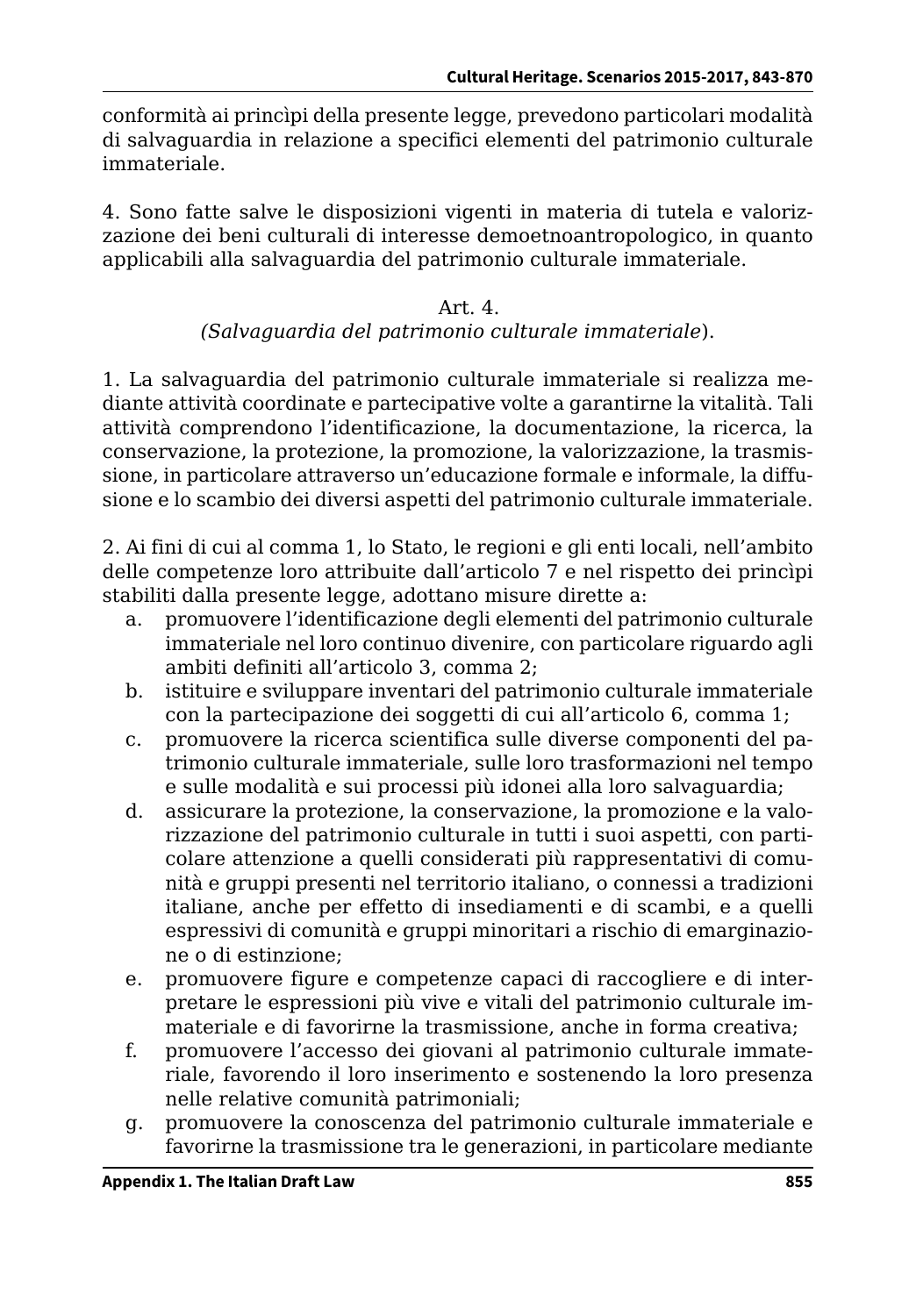conformità ai princìpi della presente legge, prevedono particolari modalità di salvaguardia in relazione a specifici elementi del patrimonio culturale immateriale.

4. Sono fatte salve le disposizioni vigenti in materia di tutela e valorizzazione dei beni culturali di interesse demoetnoantropologico, in quanto applicabili alla salvaguardia del patrimonio culturale immateriale.

Art. 4.
*(Salvaguardia del patrimonio culturale immateriale*).

1. La salvaguardia del patrimonio culturale immateriale si realizza mediante attività coordinate e partecipative volte a garantirne la vitalità. Tali attività comprendono l'identificazione, la documentazione, la ricerca, la conservazione, la protezione, la promozione, la valorizzazione, la trasmissione, in particolare attraverso un'educazione formale e informale, la diffusione e lo scambio dei diversi aspetti del patrimonio culturale immateriale.

2. Ai fini di cui al comma 1, lo Stato, le regioni e gli enti locali, nell'ambito delle competenze loro attribuite dall'articolo 7 e nel rispetto dei princìpi stabiliti dalla presente legge, adottano misure dirette a:

a. promuovere l'identificazione degli elementi del patrimonio culturale immateriale nel loro continuo divenire, con particolare riguardo agli ambiti definiti all'articolo 3, comma 2;
b. istituire e sviluppare inventari del patrimonio culturale immateriale con la partecipazione dei soggetti di cui all'articolo 6, comma 1;
c. promuovere la ricerca scientifica sulle diverse componenti del patrimonio culturale immateriale, sulle loro trasformazioni nel tempo e sulle modalità e sui processi più idonei alla loro salvaguardia;
d. assicurare la protezione, la conservazione, la promozione e la valorizzazione del patrimonio culturale in tutti i suoi aspetti, con particolare attenzione a quelli considerati più rappresentativi di comunità e gruppi presenti nel territorio italiano, o connessi a tradizioni italiane, anche per effetto di insediamenti e di scambi, e a quelli espressivi di comunità e gruppi minoritari a rischio di emarginazione o di estinzione;
e. promuovere figure e competenze capaci di raccogliere e di interpretare le espressioni più vive e vitali del patrimonio culturale immateriale e di favorirne la trasmissione, anche in forma creativa;
f. promuovere l'accesso dei giovani al patrimonio culturale immateriale, favorendo il loro inserimento e sostenendo la loro presenza nelle relative comunità patrimoniali;
g. promuovere la conoscenza del patrimonio culturale immateriale e favorirne la trasmissione tra le generazioni, in particolare mediante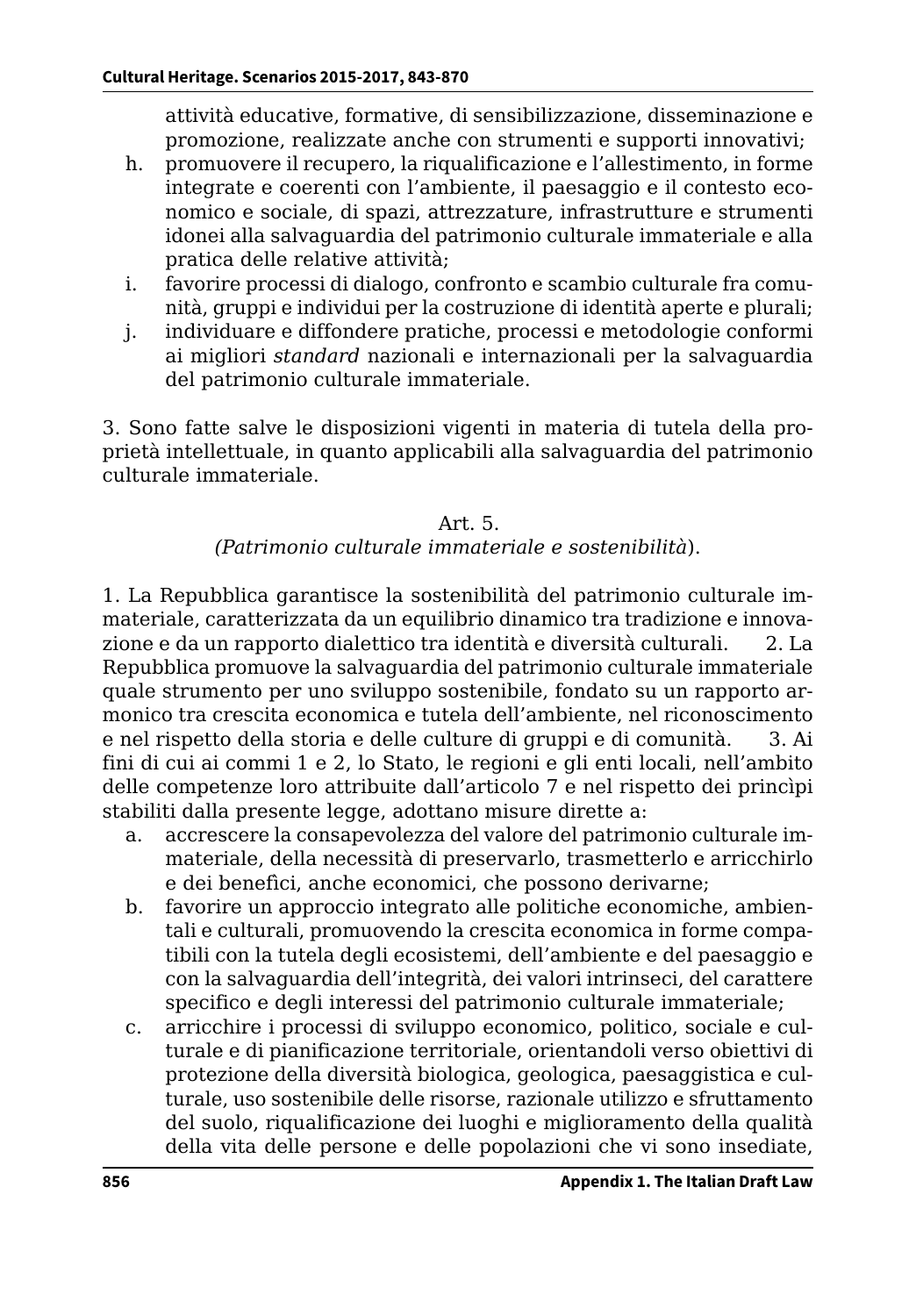attività educative, formative, di sensibilizzazione, disseminazione e promozione, realizzate anche con strumenti e supporti innovativi;

h. promuovere il recupero, la riqualificazione e l'allestimento, in forme integrate e coerenti con l'ambiente, il paesaggio e il contesto economico e sociale, di spazi, attrezzature, infrastrutture e strumenti idonei alla salvaguardia del patrimonio culturale immateriale e alla pratica delle relative attività;
i. favorire processi di dialogo, confronto e scambio culturale fra comunità, gruppi e individui per la costruzione di identità aperte e plurali;
j. individuare e diffondere pratiche, processi e metodologie conformi ai migliori *standard* nazionali e internazionali per la salvaguardia del patrimonio culturale immateriale.

3. Sono fatte salve le disposizioni vigenti in materia di tutela della proprietà intellettuale, in quanto applicabili alla salvaguardia del patrimonio culturale immateriale.

Art. 5.
*(Patrimonio culturale immateriale e sostenibilità)*.

1. La Repubblica garantisce la sostenibilità del patrimonio culturale immateriale, caratterizzata da un equilibrio dinamico tra tradizione e innovazione e da un rapporto dialettico tra identità e diversità culturali. 2. La Repubblica promuove la salvaguardia del patrimonio culturale immateriale quale strumento per uno sviluppo sostenibile, fondato su un rapporto armonico tra crescita economica e tutela dell'ambiente, nel riconoscimento e nel rispetto della storia e delle culture di gruppi e di comunità. 3. Ai fini di cui ai commi 1 e 2, lo Stato, le regioni e gli enti locali, nell'ambito delle competenze loro attribuite dall'articolo 7 e nel rispetto dei princìpi stabiliti dalla presente legge, adottano misure dirette a:

a. accrescere la consapevolezza del valore del patrimonio culturale immateriale, della necessità di preservarlo, trasmetterlo e arricchirlo e dei benefici, anche economici, che possono derivarne;
b. favorire un approccio integrato alle politiche economiche, ambientali e culturali, promuovendo la crescita economica in forme compatibili con la tutela degli ecosistemi, dell'ambiente e del paesaggio e con la salvaguardia dell'integrità, dei valori intrinseci, del carattere specifico e degli interessi del patrimonio culturale immateriale;
c. arricchire i processi di sviluppo economico, politico, sociale e culturale e di pianificazione territoriale, orientandoli verso obiettivi di protezione della diversità biologica, geologica, paesaggistica e culturale, uso sostenibile delle risorse, razionale utilizzo e sfruttamento del suolo, riqualificazione dei luoghi e miglioramento della qualità della vita delle persone e delle popolazioni che vi sono insediate,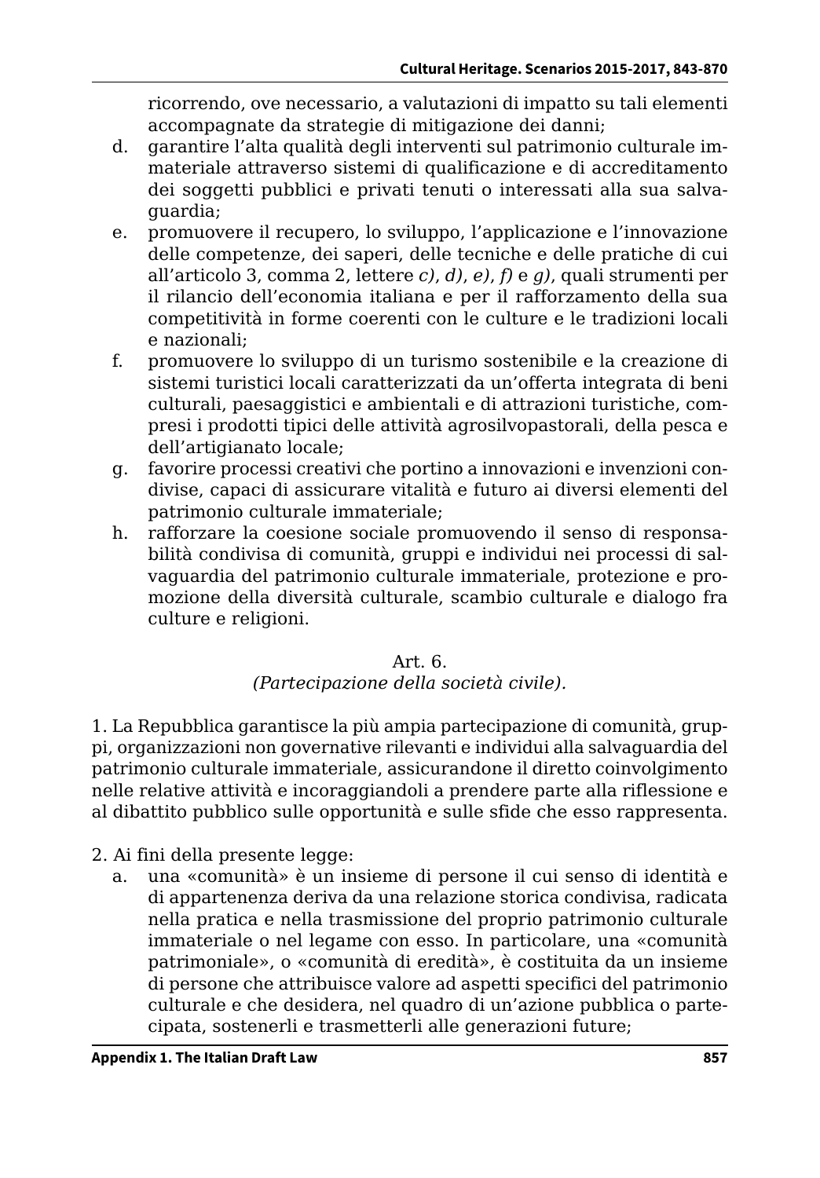ricorrendo, ove necessario, a valutazioni di impatto su tali elementi accompagnate da strategie di mitigazione dei danni;

d. garantire l'alta qualità degli interventi sul patrimonio culturale immateriale attraverso sistemi di qualificazione e di accreditamento dei soggetti pubblici e privati tenuti o interessati alla sua salvaguardia;
e. promuovere il recupero, lo sviluppo, l'applicazione e l'innovazione delle competenze, dei saperi, delle tecniche e delle pratiche di cui all'articolo 3, comma 2, lettere *c)*, *d)*, *e)*, *f)* e *g)*, quali strumenti per il rilancio dell'economia italiana e per il rafforzamento della sua competitività in forme coerenti con le culture e le tradizioni locali e nazionali;
f. promuovere lo sviluppo di un turismo sostenibile e la creazione di sistemi turistici locali caratterizzati da un'offerta integrata di beni culturali, paesaggistici e ambientali e di attrazioni turistiche, compresi i prodotti tipici delle attività agrosilvopastorali, della pesca e dell'artigianato locale;
g. favorire processi creativi che portino a innovazioni e invenzioni condivise, capaci di assicurare vitalità e futuro ai diversi elementi del patrimonio culturale immateriale;
h. rafforzare la coesione sociale promuovendo il senso di responsabilità condivisa di comunità, gruppi e individui nei processi di salvaguardia del patrimonio culturale immateriale, protezione e promozione della diversità culturale, scambio culturale e dialogo fra culture e religioni.

Art. 6.
*(Partecipazione della società civile).*

1. La Repubblica garantisce la più ampia partecipazione di comunità, gruppi, organizzazioni non governative rilevanti e individui alla salvaguardia del patrimonio culturale immateriale, assicurandone il diretto coinvolgimento nelle relative attività e incoraggiandoli a prendere parte alla riflessione e al dibattito pubblico sulle opportunità e sulle sfide che esso rappresenta.

2. Ai fini della presente legge:
   a. una «comunità» è un insieme di persone il cui senso di identità e di appartenenza deriva da una relazione storica condivisa, radicata nella pratica e nella trasmissione del proprio patrimonio culturale immateriale o nel legame con esso. In particolare, una «comunità patrimoniale», o «comunità di eredità», è costituita da un insieme di persone che attribuisce valore ad aspetti specifici del patrimonio culturale e che desidera, nel quadro di un'azione pubblica o partecipata, sostenerli e trasmetterli alle generazioni future;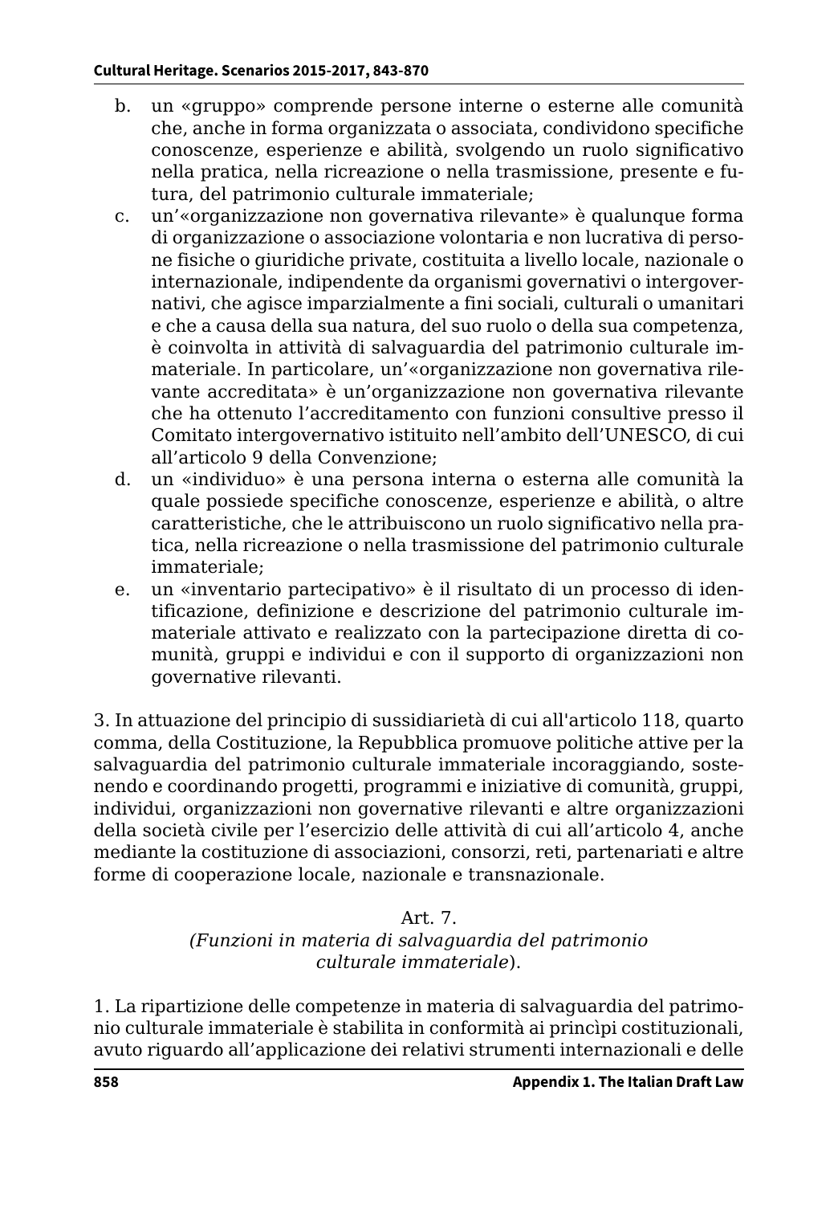b. un «gruppo» comprende persone interne o esterne alle comunità che, anche in forma organizzata o associata, condividono specifiche conoscenze, esperienze e abilità, svolgendo un ruolo significativo nella pratica, nella ricreazione o nella trasmissione, presente e futura, del patrimonio culturale immateriale;
c. un'«organizzazione non governativa rilevante» è qualunque forma di organizzazione o associazione volontaria e non lucrativa di persone fisiche o giuridiche private, costituita a livello locale, nazionale o internazionale, indipendente da organismi governativi o intergovernativi, che agisce imparzialmente a fini sociali, culturali o umanitari e che a causa della sua natura, del suo ruolo o della sua competenza, è coinvolta in attività di salvaguardia del patrimonio culturale immateriale. In particolare, un'«organizzazione non governativa rilevante accreditata» è un'organizzazione non governativa rilevante che ha ottenuto l'accreditamento con funzioni consultive presso il Comitato intergovernativo istituito nell'ambito dell'UNESCO, di cui all'articolo 9 della Convenzione;
d. un «individuo» è una persona interna o esterna alle comunità la quale possiede specifiche conoscenze, esperienze e abilità, o altre caratteristiche, che le attribuiscono un ruolo significativo nella pratica, nella ricreazione o nella trasmissione del patrimonio culturale immateriale;
e. un «inventario partecipativo» è il risultato di un processo di identificazione, definizione e descrizione del patrimonio culturale immateriale attivato e realizzato con la partecipazione diretta di comunità, gruppi e individui e con il supporto di organizzazioni non governative rilevanti.

3. In attuazione del principio di sussidiarietà di cui all'articolo 118, quarto comma, della Costituzione, la Repubblica promuove politiche attive per la salvaguardia del patrimonio culturale immateriale incoraggiando, sostenendo e coordinando progetti, programmi e iniziative di comunità, gruppi, individui, organizzazioni non governative rilevanti e altre organizzazioni della società civile per l'esercizio delle attività di cui all'articolo 4, anche mediante la costituzione di associazioni, consorzi, reti, partenariati e altre forme di cooperazione locale, nazionale e transnazionale.

Art. 7.
*(Funzioni in materia di salvaguardia del patrimonio culturale immateriale)*.

1. La ripartizione delle competenze in materia di salvaguardia del patrimonio culturale immateriale è stabilita in conformità ai princìpi costituzionali, avuto riguardo all'applicazione dei relativi strumenti internazionali e delle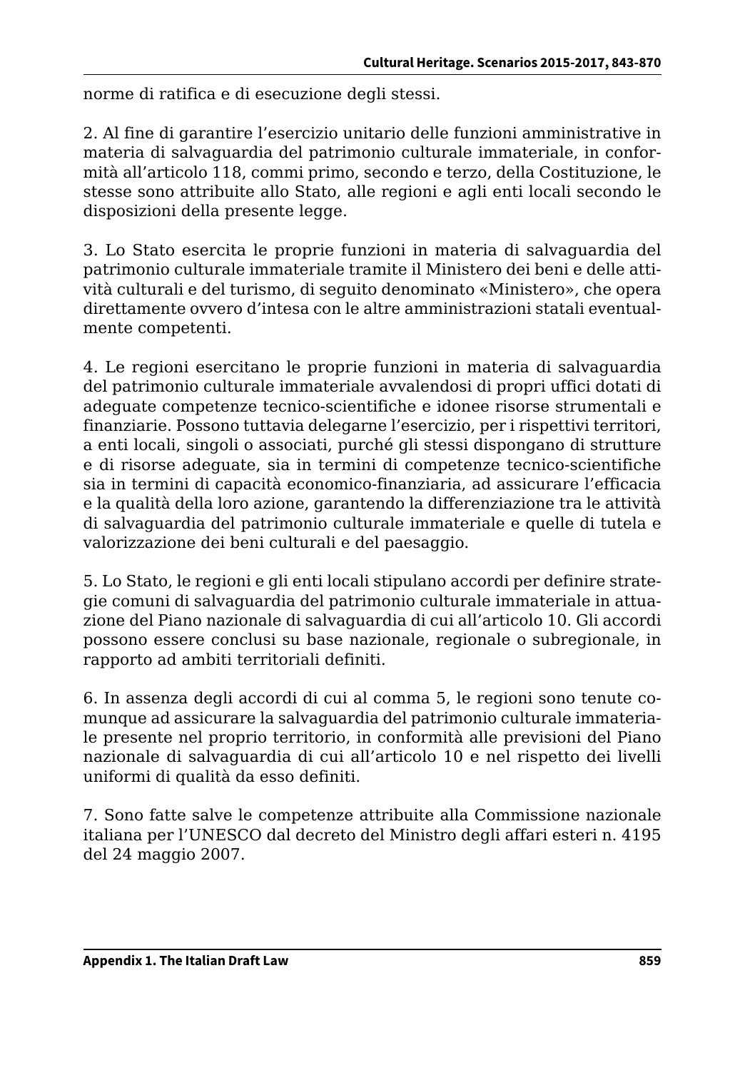norme di ratifica e di esecuzione degli stessi.

2. Al fine di garantire l'esercizio unitario delle funzioni amministrative in materia di salvaguardia del patrimonio culturale immateriale, in conformità all'articolo 118, commi primo, secondo e terzo, della Costituzione, le stesse sono attribuite allo Stato, alle regioni e agli enti locali secondo le disposizioni della presente legge.

3. Lo Stato esercita le proprie funzioni in materia di salvaguardia del patrimonio culturale immateriale tramite il Ministero dei beni e delle attività culturali e del turismo, di seguito denominato «Ministero», che opera direttamente ovvero d'intesa con le altre amministrazioni statali eventualmente competenti.

4. Le regioni esercitano le proprie funzioni in materia di salvaguardia del patrimonio culturale immateriale avvalendosi di propri uffici dotati di adeguate competenze tecnico-scientifiche e idonee risorse strumentali e finanziarie. Possono tuttavia delegarne l'esercizio, per i rispettivi territori, a enti locali, singoli o associati, purché gli stessi dispongano di strutture e di risorse adeguate, sia in termini di competenze tecnico-scientifiche sia in termini di capacità economico-finanziaria, ad assicurare l'efficacia e la qualità della loro azione, garantendo la differenziazione tra le attività di salvaguardia del patrimonio culturale immateriale e quelle di tutela e valorizzazione dei beni culturali e del paesaggio.

5. Lo Stato, le regioni e gli enti locali stipulano accordi per definire strategie comuni di salvaguardia del patrimonio culturale immateriale in attuazione del Piano nazionale di salvaguardia di cui all'articolo 10. Gli accordi possono essere conclusi su base nazionale, regionale o subregionale, in rapporto ad ambiti territoriali definiti.

6. In assenza degli accordi di cui al comma 5, le regioni sono tenute comunque ad assicurare la salvaguardia del patrimonio culturale immateriale presente nel proprio territorio, in conformità alle previsioni del Piano nazionale di salvaguardia di cui all'articolo 10 e nel rispetto dei livelli uniformi di qualità da esso definiti.

7. Sono fatte salve le competenze attribuite alla Commissione nazionale italiana per l'UNESCO dal decreto del Ministro degli affari esteri n. 4195 del 24 maggio 2007.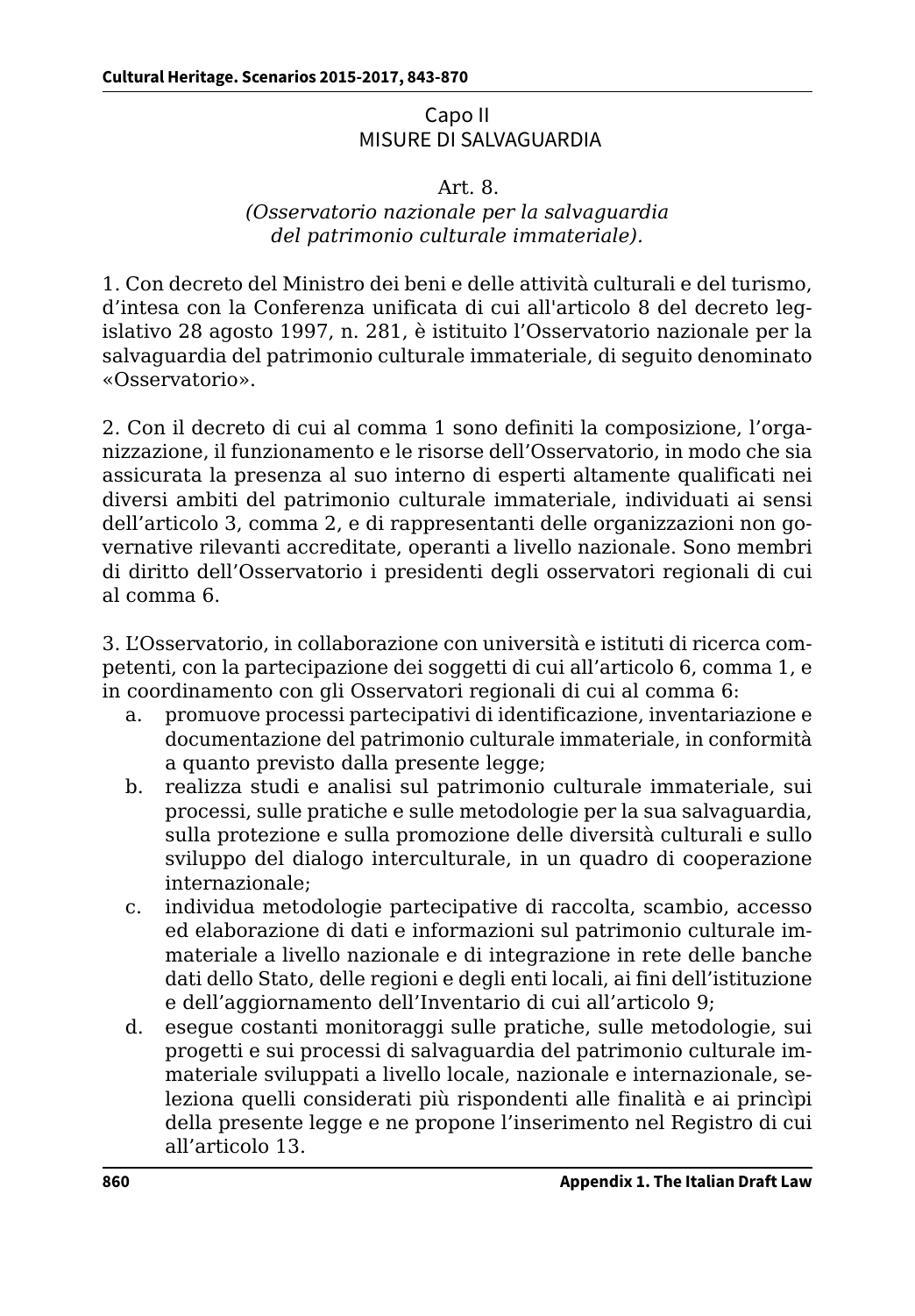## Capo II
## MISURE DI SALVAGUARDIA

### Art. 8.
### *(Osservatorio nazionale per la salvaguardia del patrimonio culturale immateriale).*

1. Con decreto del Ministro dei beni e delle attività culturali e del turismo, d'intesa con la Conferenza unificata di cui all'articolo 8 del decreto legislativo 28 agosto 1997, n. 281, è istituito l'Osservatorio nazionale per la salvaguardia del patrimonio culturale immateriale, di seguito denominato «Osservatorio».

2. Con il decreto di cui al comma 1 sono definiti la composizione, l'organizzazione, il funzionamento e le risorse dell'Osservatorio, in modo che sia assicurata la presenza al suo interno di esperti altamente qualificati nei diversi ambiti del patrimonio culturale immateriale, individuati ai sensi dell'articolo 3, comma 2, e di rappresentanti delle organizzazioni non governative rilevanti accreditate, operanti a livello nazionale. Sono membri di diritto dell'Osservatorio i presidenti degli osservatori regionali di cui al comma 6.

3. L'Osservatorio, in collaborazione con università e istituti di ricerca competenti, con la partecipazione dei soggetti di cui all'articolo 6, comma 1, e in coordinamento con gli Osservatori regionali di cui al comma 6:

a. promuove processi partecipativi di identificazione, inventariazione e documentazione del patrimonio culturale immateriale, in conformità a quanto previsto dalla presente legge;
b. realizza studi e analisi sul patrimonio culturale immateriale, sui processi, sulle pratiche e sulle metodologie per la sua salvaguardia, sulla protezione e sulla promozione delle diversità culturali e sullo sviluppo del dialogo interculturale, in un quadro di cooperazione internazionale;
c. individua metodologie partecipative di raccolta, scambio, accesso ed elaborazione di dati e informazioni sul patrimonio culturale immateriale a livello nazionale e di integrazione in rete delle banche dati dello Stato, delle regioni e degli enti locali, ai fini dell'istituzione e dell'aggiornamento dell'Inventario di cui all'articolo 9;
d. esegue costanti monitoraggi sulle pratiche, sulle metodologie, sui progetti e sui processi di salvaguardia del patrimonio culturale immateriale sviluppati a livello locale, nazionale e internazionale, seleziona quelli considerati più rispondenti alle finalità e ai princìpi della presente legge e ne propone l'inserimento nel Registro di cui all'articolo 13.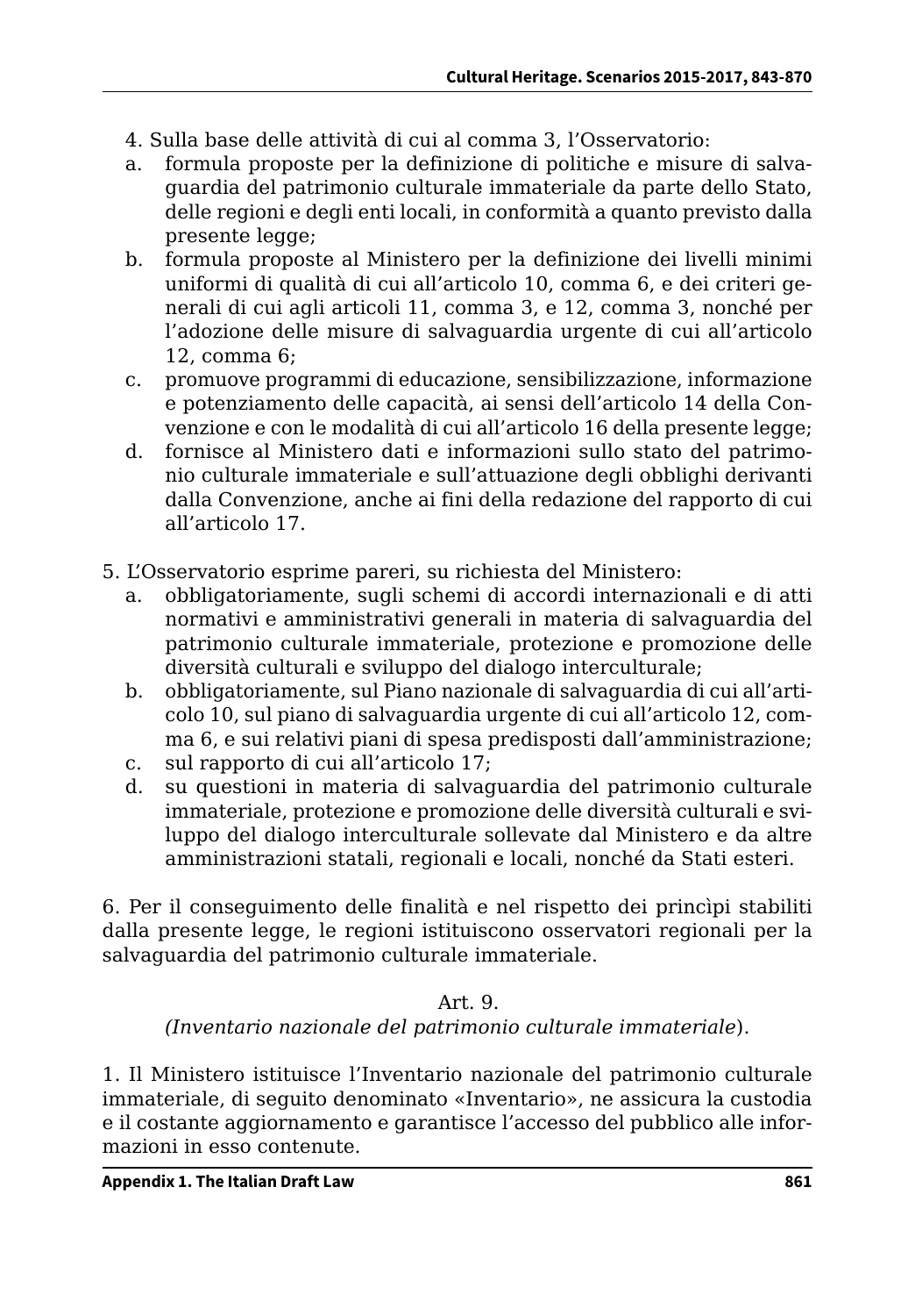4. Sulla base delle attività di cui al comma 3, l'Osservatorio:

a. formula proposte per la definizione di politiche e misure di salvaguardia del patrimonio culturale immateriale da parte dello Stato, delle regioni e degli enti locali, in conformità a quanto previsto dalla presente legge;
b. formula proposte al Ministero per la definizione dei livelli minimi uniformi di qualità di cui all'articolo 10, comma 6, e dei criteri generali di cui agli articoli 11, comma 3, e 12, comma 3, nonché per l'adozione delle misure di salvaguardia urgente di cui all'articolo 12, comma 6;
c. promuove programmi di educazione, sensibilizzazione, informazione e potenziamento delle capacità, ai sensi dell'articolo 14 della Convenzione e con le modalità di cui all'articolo 16 della presente legge;
d. fornisce al Ministero dati e informazioni sullo stato del patrimonio culturale immateriale e sull'attuazione degli obblighi derivanti dalla Convenzione, anche ai fini della redazione del rapporto di cui all'articolo 17.

5. L'Osservatorio esprime pareri, su richiesta del Ministero:

a. obbligatoriamente, sugli schemi di accordi internazionali e di atti normativi e amministrativi generali in materia di salvaguardia del patrimonio culturale immateriale, protezione e promozione delle diversità culturali e sviluppo del dialogo interculturale;
b. obbligatoriamente, sul Piano nazionale di salvaguardia di cui all'articolo 10, sul piano di salvaguardia urgente di cui all'articolo 12, comma 6, e sui relativi piani di spesa predisposti dall'amministrazione;
c. sul rapporto di cui all'articolo 17;
d. su questioni in materia di salvaguardia del patrimonio culturale immateriale, protezione e promozione delle diversità culturali e sviluppo del dialogo interculturale sollevate dal Ministero e da altre amministrazioni statali, regionali e locali, nonché da Stati esteri.

6. Per il conseguimento delle finalità e nel rispetto dei princìpi stabiliti dalla presente legge, le regioni istituiscono osservatori regionali per la salvaguardia del patrimonio culturale immateriale.

Art. 9.
*(Inventario nazionale del patrimonio culturale immateriale)*.

1. Il Ministero istituisce l'Inventario nazionale del patrimonio culturale immateriale, di seguito denominato «Inventario», ne assicura la custodia e il costante aggiornamento e garantisce l'accesso del pubblico alle informazioni in esso contenute.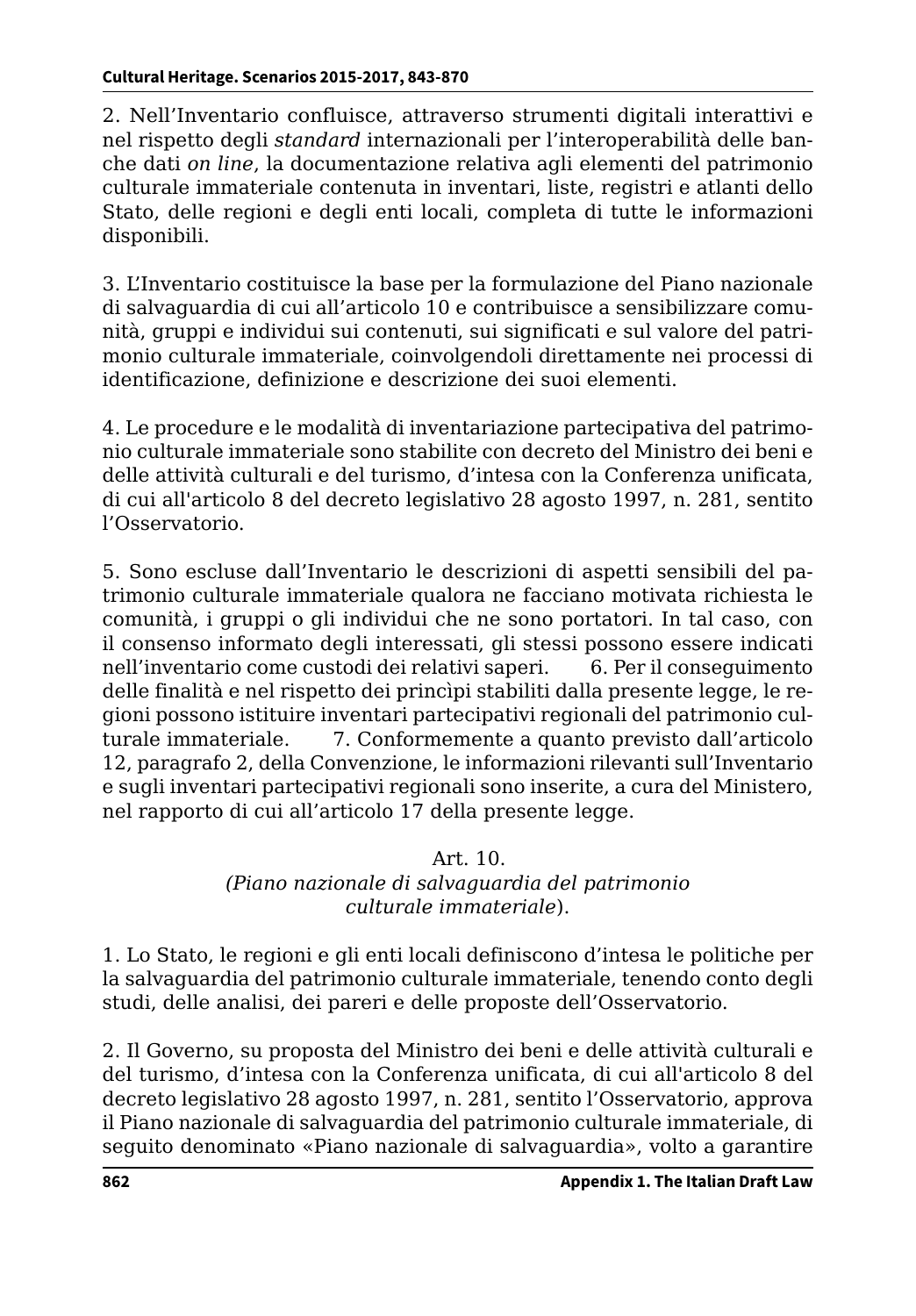2. Nell'Inventario confluisce, attraverso strumenti digitali interattivi e nel rispetto degli *standard* internazionali per l'interoperabilità delle banche dati *on line*, la documentazione relativa agli elementi del patrimonio culturale immateriale contenuta in inventari, liste, registri e atlanti dello Stato, delle regioni e degli enti locali, completa di tutte le informazioni disponibili.

3. L'Inventario costituisce la base per la formulazione del Piano nazionale di salvaguardia di cui all'articolo 10 e contribuisce a sensibilizzare comunità, gruppi e individui sui contenuti, sui significati e sul valore del patrimonio culturale immateriale, coinvolgendoli direttamente nei processi di identificazione, definizione e descrizione dei suoi elementi.

4. Le procedure e le modalità di inventariazione partecipativa del patrimonio culturale immateriale sono stabilite con decreto del Ministro dei beni e delle attività culturali e del turismo, d'intesa con la Conferenza unificata, di cui all'articolo 8 del decreto legislativo 28 agosto 1997, n. 281, sentito l'Osservatorio.

5. Sono escluse dall'Inventario le descrizioni di aspetti sensibili del patrimonio culturale immateriale qualora ne facciano motivata richiesta le comunità, i gruppi o gli individui che ne sono portatori. In tal caso, con il consenso informato degli interessati, gli stessi possono essere indicati nell'inventario come custodi dei relativi saperi.

6. Per il conseguimento delle finalità e nel rispetto dei princìpi stabiliti dalla presente legge, le regioni possono istituire inventari partecipativi regionali del patrimonio culturale immateriale.

7. Conformemente a quanto previsto dall'articolo 12, paragrafo 2, della Convenzione, le informazioni rilevanti sull'Inventario e sugli inventari partecipativi regionali sono inserite, a cura del Ministero, nel rapporto di cui all'articolo 17 della presente legge.

Art. 10.
*(Piano nazionale di salvaguardia del patrimonio culturale immateriale)*.

1. Lo Stato, le regioni e gli enti locali definiscono d'intesa le politiche per la salvaguardia del patrimonio culturale immateriale, tenendo conto degli studi, delle analisi, dei pareri e delle proposte dell'Osservatorio.

2. Il Governo, su proposta del Ministro dei beni e delle attività culturali e del turismo, d'intesa con la Conferenza unificata, di cui all'articolo 8 del decreto legislativo 28 agosto 1997, n. 281, sentito l'Osservatorio, approva il Piano nazionale di salvaguardia del patrimonio culturale immateriale, di seguito denominato «Piano nazionale di salvaguardia», volto a garantire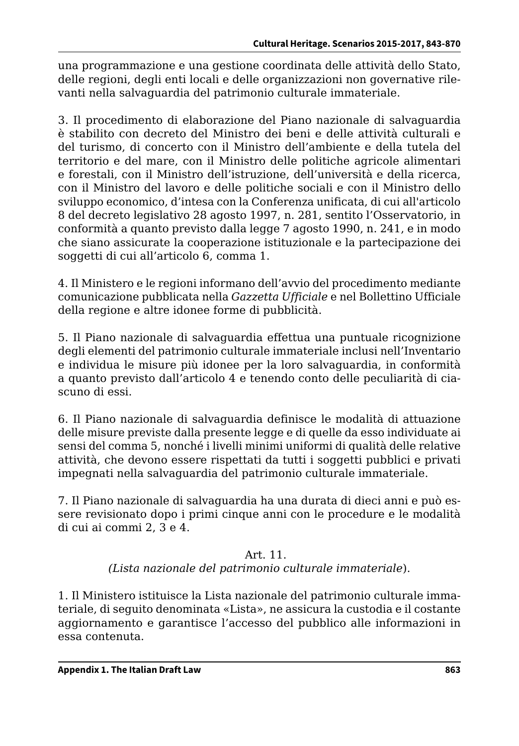una programmazione e una gestione coordinata delle attività dello Stato, delle regioni, degli enti locali e delle organizzazioni non governative rilevanti nella salvaguardia del patrimonio culturale immateriale.

3. Il procedimento di elaborazione del Piano nazionale di salvaguardia è stabilito con decreto del Ministro dei beni e delle attività culturali e del turismo, di concerto con il Ministro dell'ambiente e della tutela del territorio e del mare, con il Ministro delle politiche agricole alimentari e forestali, con il Ministro dell'istruzione, dell'università e della ricerca, con il Ministro del lavoro e delle politiche sociali e con il Ministro dello sviluppo economico, d'intesa con la Conferenza unificata, di cui all'articolo 8 del decreto legislativo 28 agosto 1997, n. 281, sentito l'Osservatorio, in conformità a quanto previsto dalla legge 7 agosto 1990, n. 241, e in modo che siano assicurate la cooperazione istituzionale e la partecipazione dei soggetti di cui all'articolo 6, comma 1.

4. Il Ministero e le regioni informano dell'avvio del procedimento mediante comunicazione pubblicata nella *Gazzetta Ufficiale* e nel Bollettino Ufficiale della regione e altre idonee forme di pubblicità.

5. Il Piano nazionale di salvaguardia effettua una puntuale ricognizione degli elementi del patrimonio culturale immateriale inclusi nell'Inventario e individua le misure più idonee per la loro salvaguardia, in conformità a quanto previsto dall'articolo 4 e tenendo conto delle peculiarità di ciascuno di essi.

6. Il Piano nazionale di salvaguardia definisce le modalità di attuazione delle misure previste dalla presente legge e di quelle da esso individuate ai sensi del comma 5, nonché i livelli minimi uniformi di qualità delle relative attività, che devono essere rispettati da tutti i soggetti pubblici e privati impegnati nella salvaguardia del patrimonio culturale immateriale.

7. Il Piano nazionale di salvaguardia ha una durata di dieci anni e può essere revisionato dopo i primi cinque anni con le procedure e le modalità di cui ai commi 2, 3 e 4.

Art. 11.
*(Lista nazionale del patrimonio culturale immateriale)*.

1. Il Ministero istituisce la Lista nazionale del patrimonio culturale immateriale, di seguito denominata «Lista», ne assicura la custodia e il costante aggiornamento e garantisce l'accesso del pubblico alle informazioni in essa contenuta.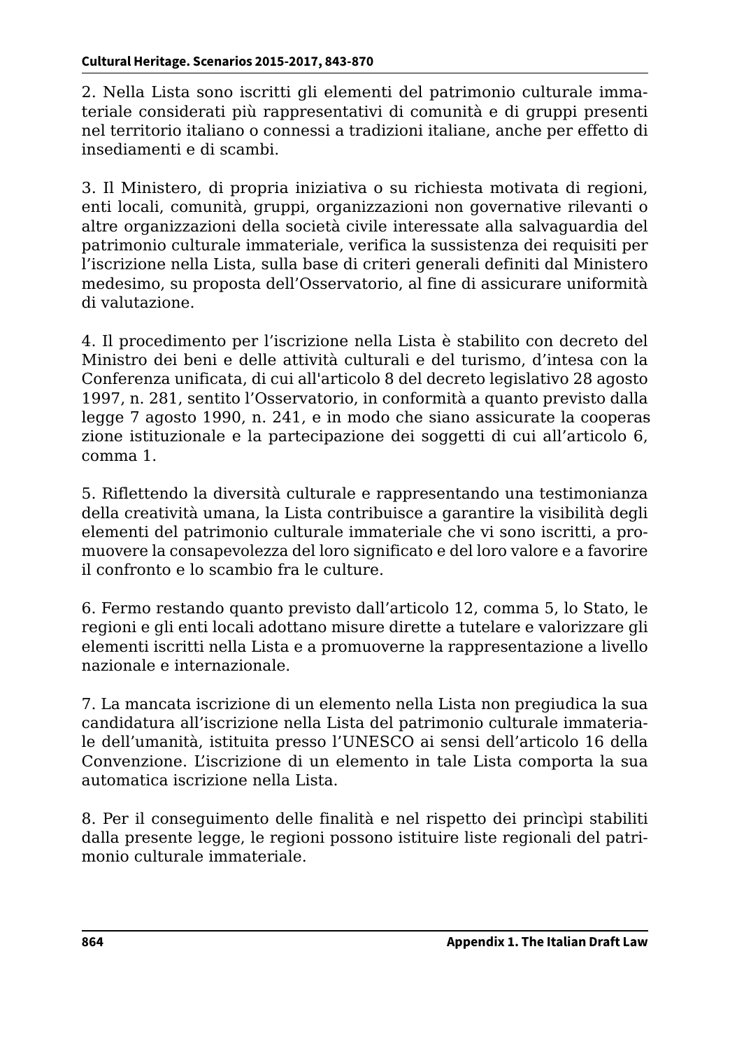2. Nella Lista sono iscritti gli elementi del patrimonio culturale immateriale considerati più rappresentativi di comunità e di gruppi presenti nel territorio italiano o connessi a tradizioni italiane, anche per effetto di insediamenti e di scambi.

3. Il Ministero, di propria iniziativa o su richiesta motivata di regioni, enti locali, comunità, gruppi, organizzazioni non governative rilevanti o altre organizzazioni della società civile interessate alla salvaguardia del patrimonio culturale immateriale, verifica la sussistenza dei requisiti per l'iscrizione nella Lista, sulla base di criteri generali definiti dal Ministero medesimo, su proposta dell'Osservatorio, al fine di assicurare uniformità di valutazione.

4. Il procedimento per l'iscrizione nella Lista è stabilito con decreto del Ministro dei beni e delle attività culturali e del turismo, d'intesa con la Conferenza unificata, di cui all'articolo 8 del decreto legislativo 28 agosto 1997, n. 281, sentito l'Osservatorio, in conformità a quanto previsto dalla legge 7 agosto 1990, n. 241, e in modo che siano assicurate la cooperas zione istituzionale e la partecipazione dei soggetti di cui all'articolo 6, comma 1.

5. Riflettendo la diversità culturale e rappresentando una testimonianza della creatività umana, la Lista contribuisce a garantire la visibilità degli elementi del patrimonio culturale immateriale che vi sono iscritti, a promuovere la consapevolezza del loro significato e del loro valore e a favorire il confronto e lo scambio fra le culture.

6. Fermo restando quanto previsto dall'articolo 12, comma 5, lo Stato, le regioni e gli enti locali adottano misure dirette a tutelare e valorizzare gli elementi iscritti nella Lista e a promuoverne la rappresentazione a livello nazionale e internazionale.

7. La mancata iscrizione di un elemento nella Lista non pregiudica la sua candidatura all'iscrizione nella Lista del patrimonio culturale immateriale dell'umanità, istituita presso l'UNESCO ai sensi dell'articolo 16 della Convenzione. L'iscrizione di un elemento in tale Lista comporta la sua automatica iscrizione nella Lista.

8. Per il conseguimento delle finalità e nel rispetto dei princìpi stabiliti dalla presente legge, le regioni possono istituire liste regionali del patrimonio culturale immateriale.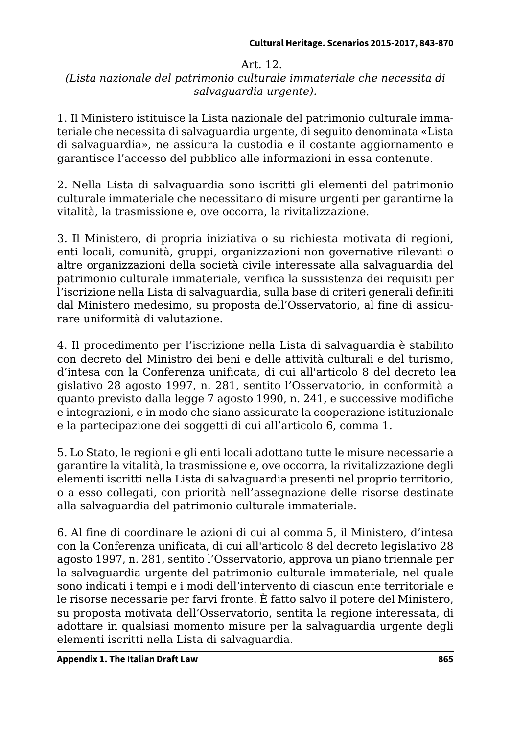Art. 12.

*(Lista nazionale del patrimonio culturale immateriale che necessita di salvaguardia urgente).*

1. Il Ministero istituisce la Lista nazionale del patrimonio culturale immateriale che necessita di salvaguardia urgente, di seguito denominata «Lista di salvaguardia», ne assicura la custodia e il costante aggiornamento e garantisce l'accesso del pubblico alle informazioni in essa contenute.

2. Nella Lista di salvaguardia sono iscritti gli elementi del patrimonio culturale immateriale che necessitano di misure urgenti per garantirne la vitalità, la trasmissione e, ove occorra, la rivitalizzazione.

3. Il Ministero, di propria iniziativa o su richiesta motivata di regioni, enti locali, comunità, gruppi, organizzazioni non governative rilevanti o altre organizzazioni della società civile interessate alla salvaguardia del patrimonio culturale immateriale, verifica la sussistenza dei requisiti per l'iscrizione nella Lista di salvaguardia, sulla base di criteri generali definiti dal Ministero medesimo, su proposta dell'Osservatorio, al fine di assicurare uniformità di valutazione.

4. Il procedimento per l'iscrizione nella Lista di salvaguardia è stabilito con decreto del Ministro dei beni e delle attività culturali e del turismo, d'intesa con la Conferenza unificata, di cui all'articolo 8 del decreto lea gislativo 28 agosto 1997, n. 281, sentito l'Osservatorio, in conformità a quanto previsto dalla legge 7 agosto 1990, n. 241, e successive modifiche e integrazioni, e in modo che siano assicurate la cooperazione istituzionale e la partecipazione dei soggetti di cui all'articolo 6, comma 1.

5. Lo Stato, le regioni e gli enti locali adottano tutte le misure necessarie a garantire la vitalità, la trasmissione e, ove occorra, la rivitalizzazione degli elementi iscritti nella Lista di salvaguardia presenti nel proprio territorio, o a esso collegati, con priorità nell'assegnazione delle risorse destinate alla salvaguardia del patrimonio culturale immateriale.

6. Al fine di coordinare le azioni di cui al comma 5, il Ministero, d'intesa con la Conferenza unificata, di cui all'articolo 8 del decreto legislativo 28 agosto 1997, n. 281, sentito l'Osservatorio, approva un piano triennale per la salvaguardia urgente del patrimonio culturale immateriale, nel quale sono indicati i tempi e i modi dell'intervento di ciascun ente territoriale e le risorse necessarie per farvi fronte. È fatto salvo il potere del Ministero, su proposta motivata dell'Osservatorio, sentita la regione interessata, di adottare in qualsiasi momento misure per la salvaguardia urgente degli elementi iscritti nella Lista di salvaguardia.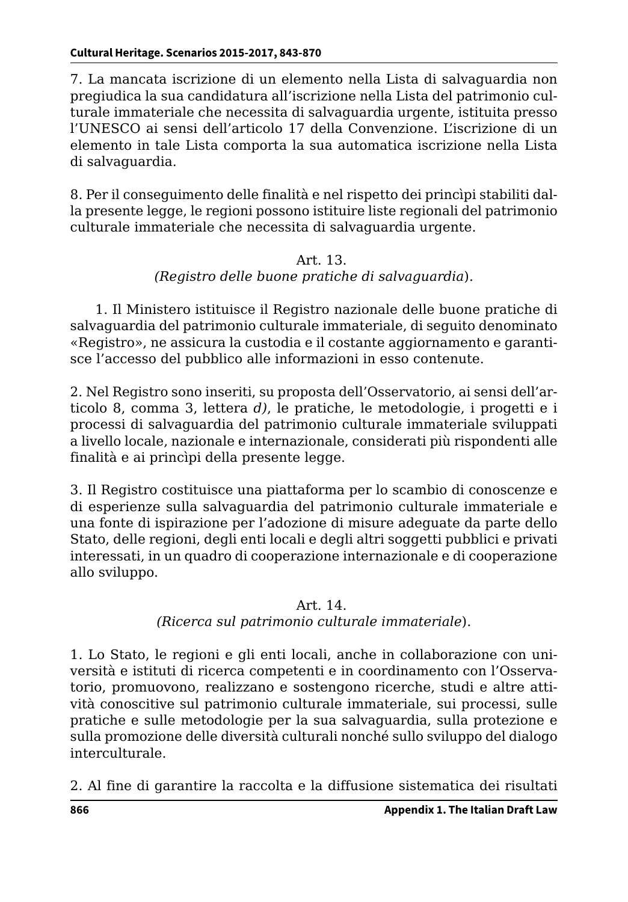7. La mancata iscrizione di un elemento nella Lista di salvaguardia non pregiudica la sua candidatura all'iscrizione nella Lista del patrimonio culturale immateriale che necessita di salvaguardia urgente, istituita presso l'UNESCO ai sensi dell'articolo 17 della Convenzione. L'iscrizione di un elemento in tale Lista comporta la sua automatica iscrizione nella Lista di salvaguardia.

8. Per il conseguimento delle finalità e nel rispetto dei princìpi stabiliti dalla presente legge, le regioni possono istituire liste regionali del patrimonio culturale immateriale che necessita di salvaguardia urgente.

Art. 13.
*(Registro delle buone pratiche di salvaguardia)*.

1. Il Ministero istituisce il Registro nazionale delle buone pratiche di salvaguardia del patrimonio culturale immateriale, di seguito denominato «Registro», ne assicura la custodia e il costante aggiornamento e garantisce l'accesso del pubblico alle informazioni in esso contenute.

2. Nel Registro sono inseriti, su proposta dell'Osservatorio, ai sensi dell'articolo 8, comma 3, lettera *d)*, le pratiche, le metodologie, i progetti e i processi di salvaguardia del patrimonio culturale immateriale sviluppati a livello locale, nazionale e internazionale, considerati più rispondenti alle finalità e ai princìpi della presente legge.

3. Il Registro costituisce una piattaforma per lo scambio di conoscenze e di esperienze sulla salvaguardia del patrimonio culturale immateriale e una fonte di ispirazione per l'adozione di misure adeguate da parte dello Stato, delle regioni, degli enti locali e degli altri soggetti pubblici e privati interessati, in un quadro di cooperazione internazionale e di cooperazione allo sviluppo.

Art. 14.
*(Ricerca sul patrimonio culturale immateriale)*.

1. Lo Stato, le regioni e gli enti locali, anche in collaborazione con università e istituti di ricerca competenti e in coordinamento con l'Osservatorio, promuovono, realizzano e sostengono ricerche, studi e altre attività conoscitive sul patrimonio culturale immateriale, sui processi, sulle pratiche e sulle metodologie per la sua salvaguardia, sulla protezione e sulla promozione delle diversità culturali nonché sullo sviluppo del dialogo interculturale.

2. Al fine di garantire la raccolta e la diffusione sistematica dei risultati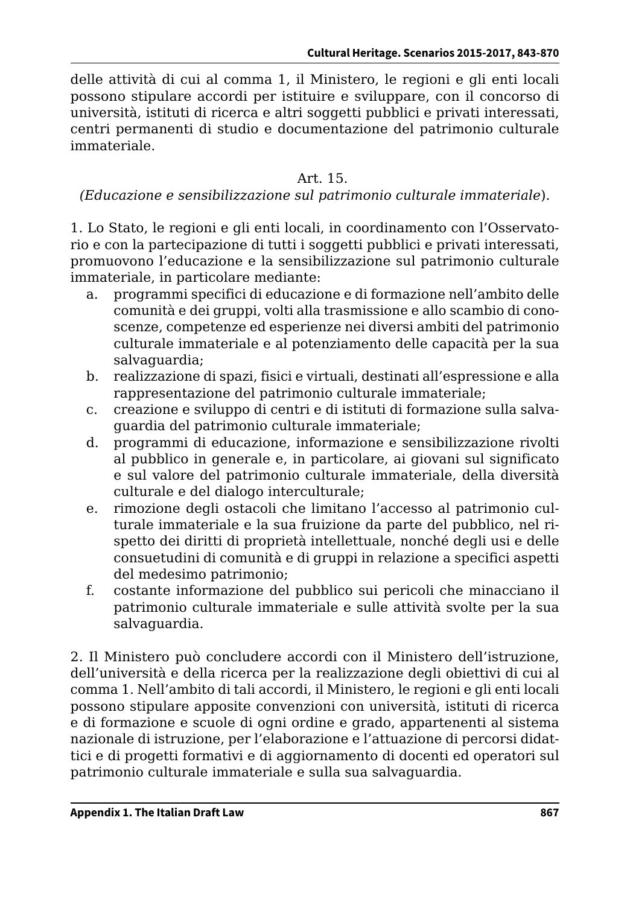delle attività di cui al comma 1, il Ministero, le regioni e gli enti locali possono stipulare accordi per istituire e sviluppare, con il concorso di università, istituti di ricerca e altri soggetti pubblici e privati interessati, centri permanenti di studio e documentazione del patrimonio culturale immateriale.

Art. 15.

*(Educazione e sensibilizzazione sul patrimonio culturale immateriale)*.

1. Lo Stato, le regioni e gli enti locali, in coordinamento con l'Osservatorio e con la partecipazione di tutti i soggetti pubblici e privati interessati, promuovono l'educazione e la sensibilizzazione sul patrimonio culturale immateriale, in particolare mediante:

a. programmi specifici di educazione e di formazione nell'ambito delle comunità e dei gruppi, volti alla trasmissione e allo scambio di conoscenze, competenze ed esperienze nei diversi ambiti del patrimonio culturale immateriale e al potenziamento delle capacità per la sua salvaguardia;
b. realizzazione di spazi, fisici e virtuali, destinati all'espressione e alla rappresentazione del patrimonio culturale immateriale;
c. creazione e sviluppo di centri e di istituti di formazione sulla salvaguardia del patrimonio culturale immateriale;
d. programmi di educazione, informazione e sensibilizzazione rivolti al pubblico in generale e, in particolare, ai giovani sul significato e sul valore del patrimonio culturale immateriale, della diversità culturale e del dialogo interculturale;
e. rimozione degli ostacoli che limitano l'accesso al patrimonio culturale immateriale e la sua fruizione da parte del pubblico, nel rispetto dei diritti di proprietà intellettuale, nonché degli usi e delle consuetudini di comunità e di gruppi in relazione a specifici aspetti del medesimo patrimonio;
f. costante informazione del pubblico sui pericoli che minacciano il patrimonio culturale immateriale e sulle attività svolte per la sua salvaguardia.

2. Il Ministero può concludere accordi con il Ministero dell'istruzione, dell'università e della ricerca per la realizzazione degli obiettivi di cui al comma 1. Nell'ambito di tali accordi, il Ministero, le regioni e gli enti locali possono stipulare apposite convenzioni con università, istituti di ricerca e di formazione e scuole di ogni ordine e grado, appartenenti al sistema nazionale di istruzione, per l'elaborazione e l'attuazione di percorsi didattici e di progetti formativi e di aggiornamento di docenti ed operatori sul patrimonio culturale immateriale e sulla sua salvaguardia.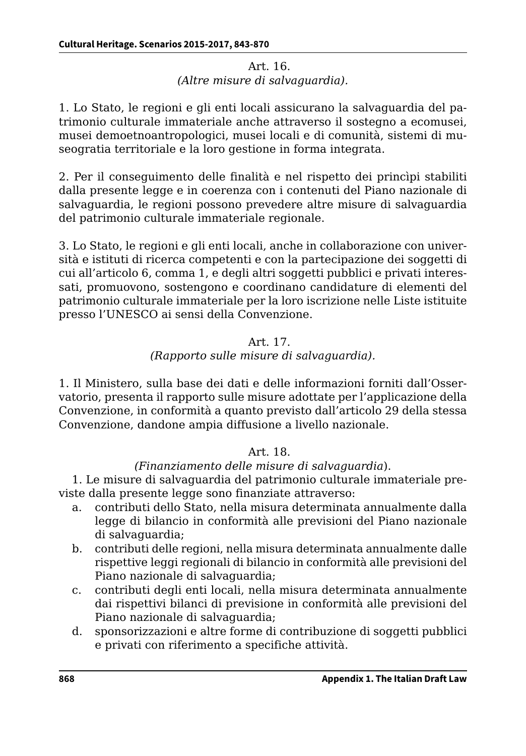Art. 16.
*(Altre misure di salvaguardia).*

1. Lo Stato, le regioni e gli enti locali assicurano la salvaguardia del patrimonio culturale immateriale anche attraverso il sostegno a ecomusei, musei demoetnoantropologici, musei locali e di comunità, sistemi di museogratia territoriale e la loro gestione in forma integrata.

2. Per il conseguimento delle finalità e nel rispetto dei princìpi stabiliti dalla presente legge e in coerenza con i contenuti del Piano nazionale di salvaguardia, le regioni possono prevedere altre misure di salvaguardia del patrimonio culturale immateriale regionale.

3. Lo Stato, le regioni e gli enti locali, anche in collaborazione con università e istituti di ricerca competenti e con la partecipazione dei soggetti di cui all'articolo 6, comma 1, e degli altri soggetti pubblici e privati interessati, promuovono, sostengono e coordinano candidature di elementi del patrimonio culturale immateriale per la loro iscrizione nelle Liste istituite presso l'UNESCO ai sensi della Convenzione.

Art. 17.
*(Rapporto sulle misure di salvaguardia).*

1. Il Ministero, sulla base dei dati e delle informazioni forniti dall'Osservatorio, presenta il rapporto sulle misure adottate per l'applicazione della Convenzione, in conformità a quanto previsto dall'articolo 29 della stessa Convenzione, dandone ampia diffusione a livello nazionale.

Art. 18.
*(Finanziamento delle misure di salvaguardia).*

1. Le misure di salvaguardia del patrimonio culturale immateriale previste dalla presente legge sono finanziate attraverso:

a. contributi dello Stato, nella misura determinata annualmente dalla legge di bilancio in conformità alle previsioni del Piano nazionale di salvaguardia;
b. contributi delle regioni, nella misura determinata annualmente dalle rispettive leggi regionali di bilancio in conformità alle previsioni del Piano nazionale di salvaguardia;
c. contributi degli enti locali, nella misura determinata annualmente dai rispettivi bilanci di previsione in conformità alle previsioni del Piano nazionale di salvaguardia;
d. sponsorizzazioni e altre forme di contribuzione di soggetti pubblici e privati con riferimento a specifiche attività.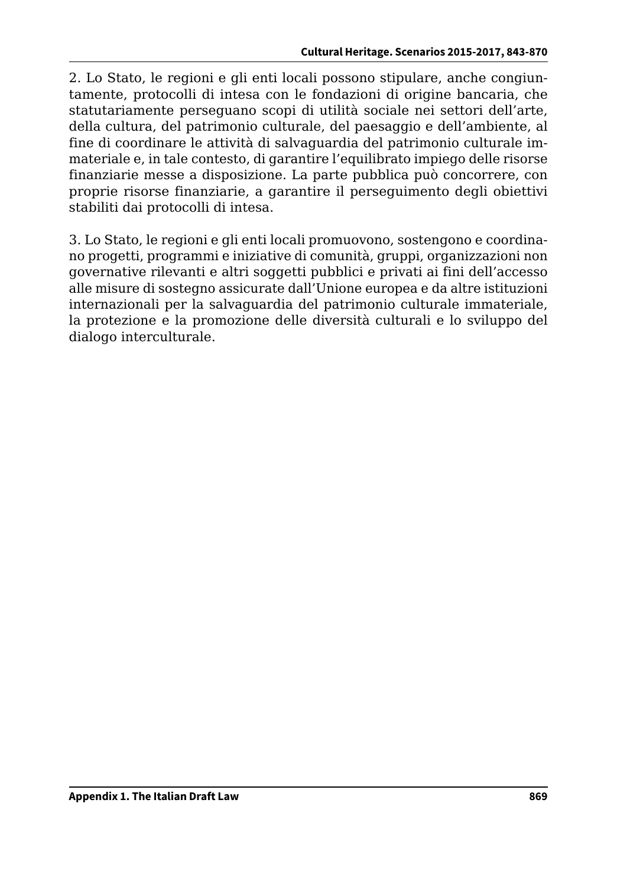2. Lo Stato, le regioni e gli enti locali possono stipulare, anche congiuntamente, protocolli di intesa con le fondazioni di origine bancaria, che statutariamente perseguano scopi di utilità sociale nei settori dell'arte, della cultura, del patrimonio culturale, del paesaggio e dell'ambiente, al fine di coordinare le attività di salvaguardia del patrimonio culturale immateriale e, in tale contesto, di garantire l'equilibrato impiego delle risorse finanziarie messe a disposizione. La parte pubblica può concorrere, con proprie risorse finanziarie, a garantire il perseguimento degli obiettivi stabiliti dai protocolli di intesa.

3. Lo Stato, le regioni e gli enti locali promuovono, sostengono e coordinano progetti, programmi e iniziative di comunità, gruppi, organizzazioni non governative rilevanti e altri soggetti pubblici e privati ai fini dell'accesso alle misure di sostegno assicurate dall'Unione europea e da altre istituzioni internazionali per la salvaguardia del patrimonio culturale immateriale, la protezione e la promozione delle diversità culturali e lo sviluppo del dialogo interculturale.